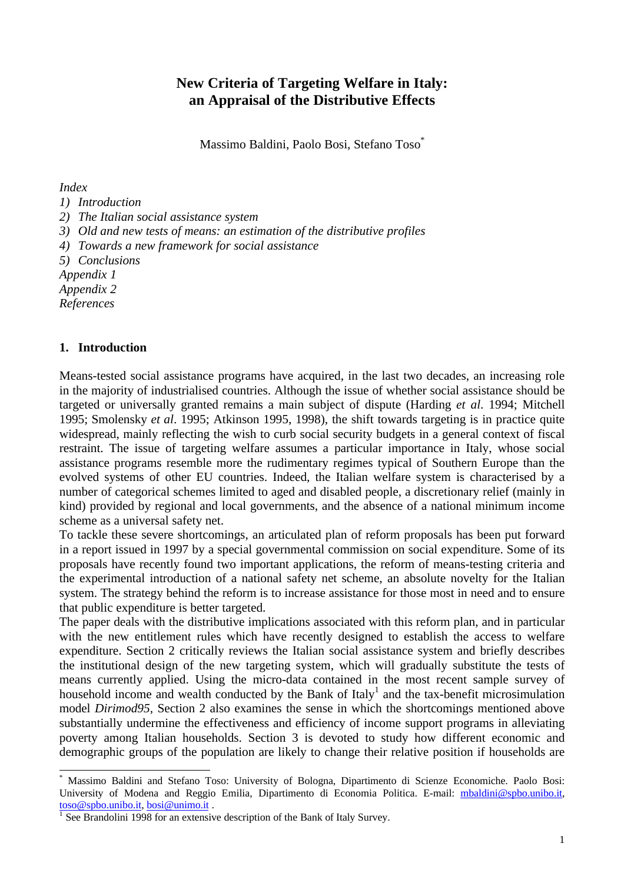# New Criteria of Targeting Welfare in Italy: an Appraisal of the Distributive Effects

Massimo Baldini, Paolo Bosi, Stefano Toso[*]

*Index*

1) *Introduction*
2) *The Italian social assistance system*
3) *Old and new tests of means: an estimation of the distributive profiles*
4) *Towards a new framework for social assistance*
5) *Conclusions*

*Appendix 1*
*Appendix 2*
*References*

## 1. Introduction

Means-tested social assistance programs have acquired, in the last two decades, an increasing role in the majority of industrialised countries. Although the issue of whether social assistance should be targeted or universally granted remains a main subject of dispute (Harding *et al*. 1994; Mitchell 1995; Smolensky *et al*. 1995; Atkinson 1995, 1998), the shift towards targeting is in practice quite widespread, mainly reflecting the wish to curb social security budgets in a general context of fiscal restraint. The issue of targeting welfare assumes a particular importance in Italy, whose social assistance programs resemble more the rudimentary regimes typical of Southern Europe than the evolved systems of other EU countries. Indeed, the Italian welfare system is characterised by a number of categorical schemes limited to aged and disabled people, a discretionary relief (mainly in kind) provided by regional and local governments, and the absence of a national minimum income scheme as a universal safety net.

To tackle these severe shortcomings, an articulated plan of reform proposals has been put forward in a report issued in 1997 by a special governmental commission on social expenditure. Some of its proposals have recently found two important applications, the reform of means-testing criteria and the experimental introduction of a national safety net scheme, an absolute novelty for the Italian system. The strategy behind the reform is to increase assistance for those most in need and to ensure that public expenditure is better targeted.

The paper deals with the distributive implications associated with this reform plan, and in particular with the new entitlement rules which have recently designed to establish the access to welfare expenditure. Section 2 critically reviews the Italian social assistance system and briefly describes the institutional design of the new targeting system, which will gradually substitute the tests of means currently applied. Using the micro-data contained in the most recent sample survey of household income and wealth conducted by the Bank of Italy[1] and the tax-benefit microsimulation model *Dirimod95*, Section 2 also examines the sense in which the shortcomings mentioned above substantially undermine the effectiveness and efficiency of income support programs in alleviating poverty among Italian households. Section 3 is devoted to study how different economic and demographic groups of the population are likely to change their relative position if households are

---

[*] Massimo Baldini and Stefano Toso: University of Bologna, Dipartimento di Scienze Economiche. Paolo Bosi: University of Modena and Reggio Emilia, Dipartimento di Economia Politica. E-mail: mbaldini@spbo.unibo.it, toso@spbo.unibo.it, bosi@unimo.it .

[1] See Brandolini 1998 for an extensive description of the Bank of Italy Survey.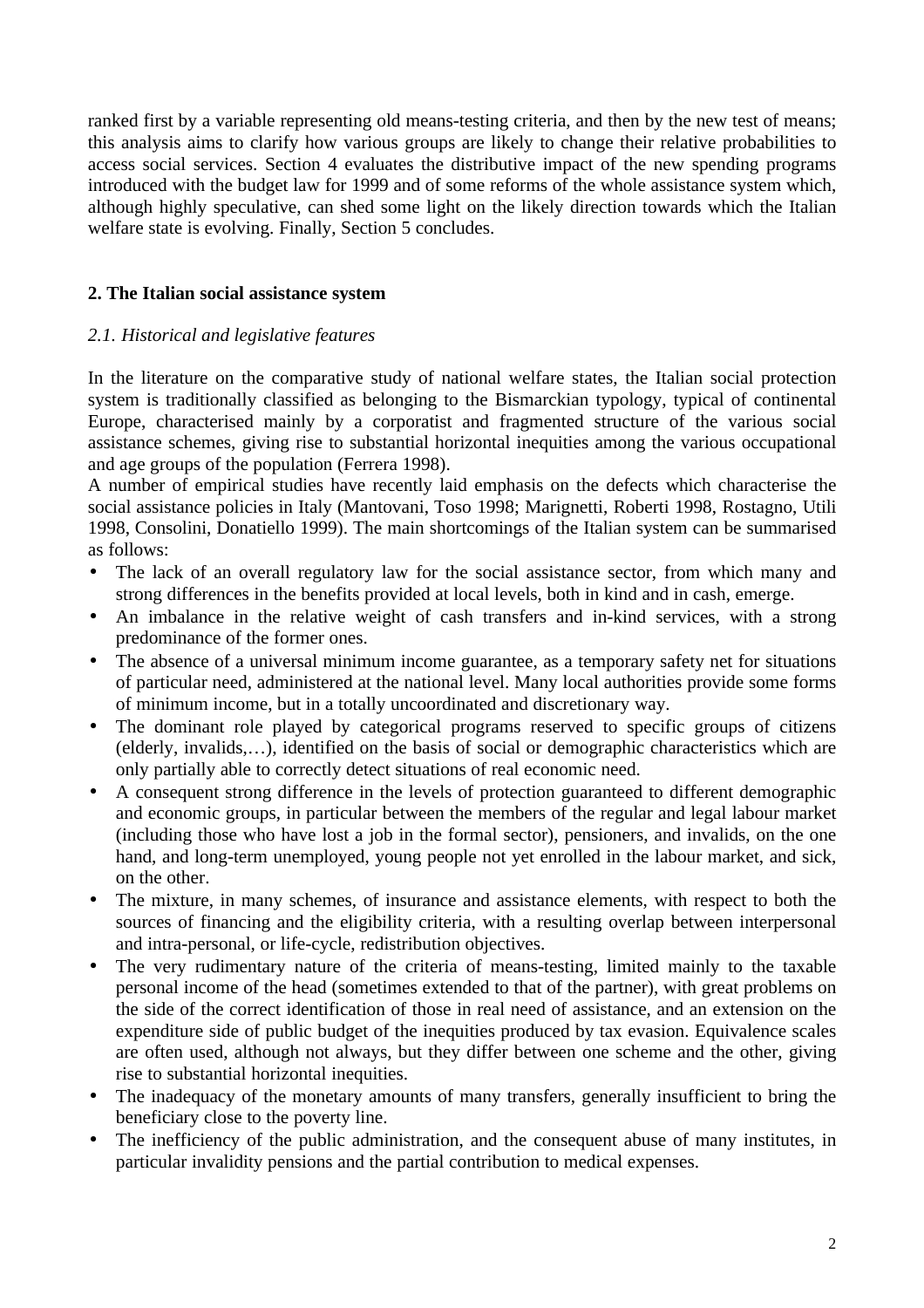ranked first by a variable representing old means-testing criteria, and then by the new test of means; this analysis aims to clarify how various groups are likely to change their relative probabilities to access social services. Section 4 evaluates the distributive impact of the new spending programs introduced with the budget law for 1999 and of some reforms of the whole assistance system which, although highly speculative, can shed some light on the likely direction towards which the Italian welfare state is evolving. Finally, Section 5 concludes.

## 2. The Italian social assistance system

### *2.1. Historical and legislative features*

In the literature on the comparative study of national welfare states, the Italian social protection system is traditionally classified as belonging to the Bismarckian typology, typical of continental Europe, characterised mainly by a corporatist and fragmented structure of the various social assistance schemes, giving rise to substantial horizontal inequities among the various occupational and age groups of the population (Ferrera 1998).

A number of empirical studies have recently laid emphasis on the defects which characterise the social assistance policies in Italy (Mantovani, Toso 1998; Marignetti, Roberti 1998, Rostagno, Utili 1998, Consolini, Donatiello 1999). The main shortcomings of the Italian system can be summarised as follows:

- The lack of an overall regulatory law for the social assistance sector, from which many and strong differences in the benefits provided at local levels, both in kind and in cash, emerge.
- An imbalance in the relative weight of cash transfers and in-kind services, with a strong predominance of the former ones.
- The absence of a universal minimum income guarantee, as a temporary safety net for situations of particular need, administered at the national level. Many local authorities provide some forms of minimum income, but in a totally uncoordinated and discretionary way.
- The dominant role played by categorical programs reserved to specific groups of citizens (elderly, invalids,…), identified on the basis of social or demographic characteristics which are only partially able to correctly detect situations of real economic need.
- A consequent strong difference in the levels of protection guaranteed to different demographic and economic groups, in particular between the members of the regular and legal labour market (including those who have lost a job in the formal sector), pensioners, and invalids, on the one hand, and long-term unemployed, young people not yet enrolled in the labour market, and sick, on the other.
- The mixture, in many schemes, of insurance and assistance elements, with respect to both the sources of financing and the eligibility criteria, with a resulting overlap between interpersonal and intra-personal, or life-cycle, redistribution objectives.
- The very rudimentary nature of the criteria of means-testing, limited mainly to the taxable personal income of the head (sometimes extended to that of the partner), with great problems on the side of the correct identification of those in real need of assistance, and an extension on the expenditure side of public budget of the inequities produced by tax evasion. Equivalence scales are often used, although not always, but they differ between one scheme and the other, giving rise to substantial horizontal inequities.
- The inadequacy of the monetary amounts of many transfers, generally insufficient to bring the beneficiary close to the poverty line.
- The inefficiency of the public administration, and the consequent abuse of many institutes, in particular invalidity pensions and the partial contribution to medical expenses.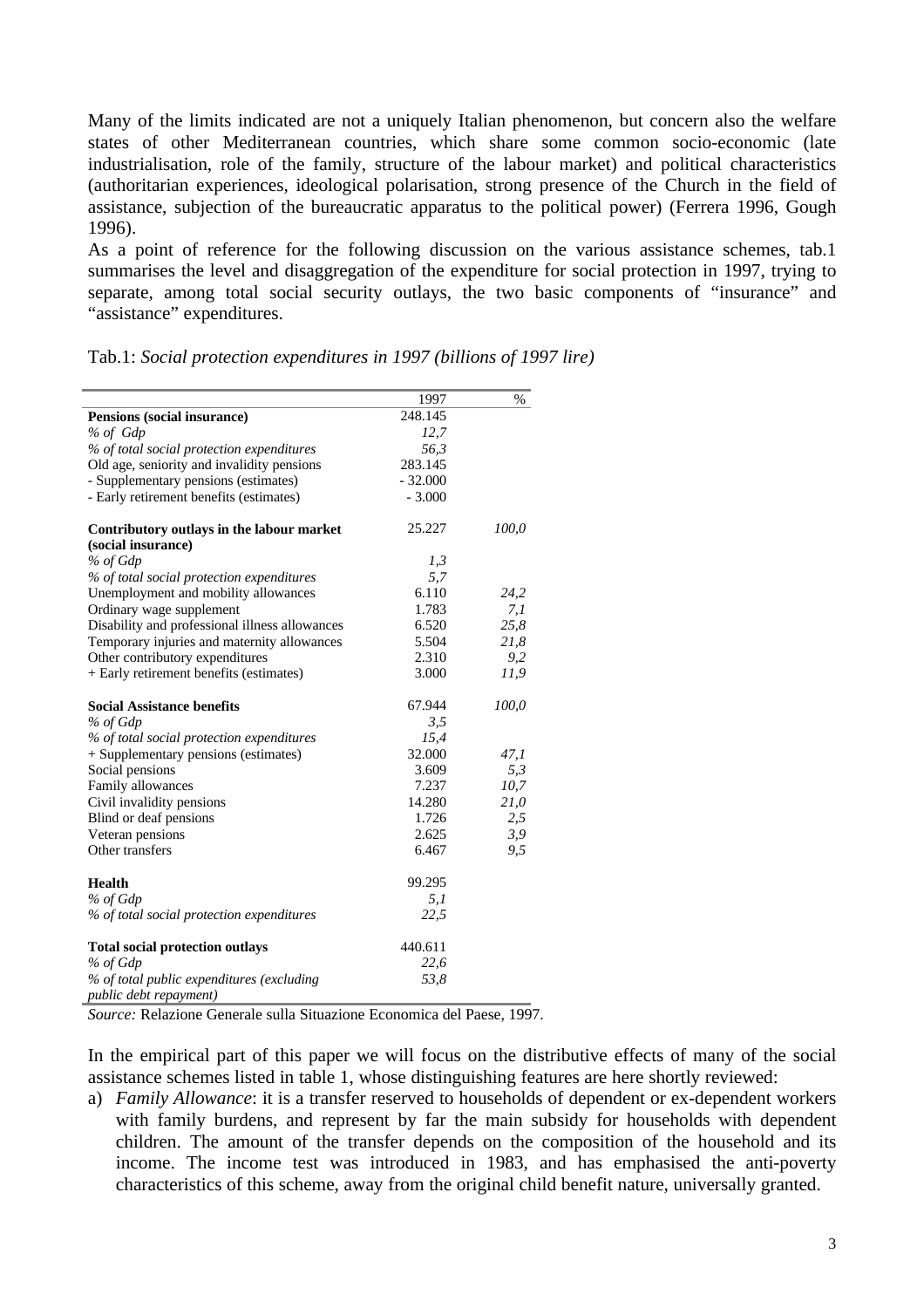Many of the limits indicated are not a uniquely Italian phenomenon, but concern also the welfare states of other Mediterranean countries, which share some common socio-economic (late industrialisation, role of the family, structure of the labour market) and political characteristics (authoritarian experiences, ideological polarisation, strong presence of the Church in the field of assistance, subjection of the bureaucratic apparatus to the political power) (Ferrera 1996, Gough 1996).

As a point of reference for the following discussion on the various assistance schemes, tab.1 summarises the level and disaggregation of the expenditure for social protection in 1997, trying to separate, among total social security outlays, the two basic components of "insurance" and "assistance" expenditures.

Tab.1: *Social protection expenditures in 1997 (billions of 1997 lire)*

| | 1997 | % |
|---|---|---|
| **Pensions (social insurance)** | 248.145 | |
| *% of Gdp* | *12,7* | |
| *% of total social protection expenditures* | *56,3* | |
| Old age, seniority and invalidity pensions | 283.145 | |
| - Supplementary pensions (estimates) | - 32.000 | |
| - Early retirement benefits (estimates) | - 3.000 | |
| | | |
| **Contributory outlays in the labour market (social insurance)** | 25.227 | *100,0* |
| *% of Gdp* | *1,3* | |
| *% of total social protection expenditures* | *5,7* | |
| Unemployment and mobility allowances | 6.110 | *24,2* |
| Ordinary wage supplement | 1.783 | *7,1* |
| Disability and professional illness allowances | 6.520 | *25,8* |
| Temporary injuries and maternity allowances | 5.504 | *21,8* |
| Other contributory expenditures | 2.310 | *9,2* |
| + Early retirement benefits (estimates) | 3.000 | *11,9* |
| | | |
| **Social Assistance benefits** | 67.944 | *100,0* |
| *% of Gdp* | *3,5* | |
| *% of total social protection expenditures* | *15,4* | |
| + Supplementary pensions (estimates) | 32.000 | *47,1* |
| Social pensions | 3.609 | *5,3* |
| Family allowances | 7.237 | *10,7* |
| Civil invalidity pensions | 14.280 | *21,0* |
| Blind or deaf pensions | 1.726 | *2,5* |
| Veteran pensions | 2.625 | *3,9* |
| Other transfers | 6.467 | *9,5* |
| | | |
| **Health** | 99.295 | |
| *% of Gdp* | *5,1* | |
| *% of total social protection expenditures* | *22,5* | |
| | | |
| **Total social protection outlays** | 440.611 | |
| *% of Gdp* | *22,6* | |
| *% of total public expenditures (excluding public debt repayment)* | *53,8* | |

*Source:* Relazione Generale sulla Situazione Economica del Paese, 1997.

In the empirical part of this paper we will focus on the distributive effects of many of the social assistance schemes listed in table 1, whose distinguishing features are here shortly reviewed:

a) *Family Allowance*: it is a transfer reserved to households of dependent or ex-dependent workers with family burdens, and represent by far the main subsidy for households with dependent children. The amount of the transfer depends on the composition of the household and its income. The income test was introduced in 1983, and has emphasised the anti-poverty characteristics of this scheme, away from the original child benefit nature, universally granted.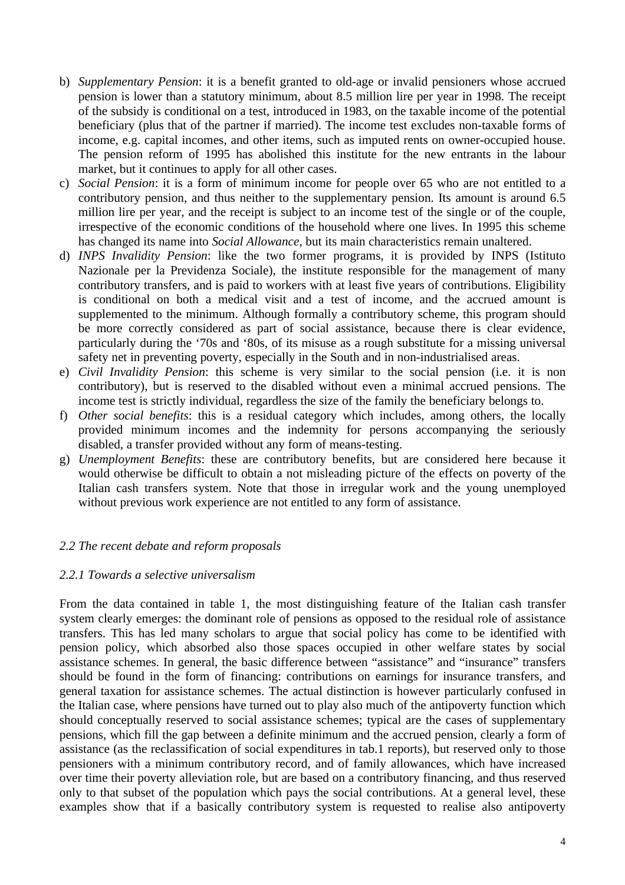b) *Supplementary Pension*: it is a benefit granted to old-age or invalid pensioners whose accrued pension is lower than a statutory minimum, about 8.5 million lire per year in 1998. The receipt of the subsidy is conditional on a test, introduced in 1983, on the taxable income of the potential beneficiary (plus that of the partner if married). The income test excludes non-taxable forms of income, e.g. capital incomes, and other items, such as imputed rents on owner-occupied house. The pension reform of 1995 has abolished this institute for the new entrants in the labour market, but it continues to apply for all other cases.
c) *Social Pension*: it is a form of minimum income for people over 65 who are not entitled to a contributory pension, and thus neither to the supplementary pension. Its amount is around 6.5 million lire per year, and the receipt is subject to an income test of the single or of the couple, irrespective of the economic conditions of the household where one lives. In 1995 this scheme has changed its name into *Social Allowance*, but its main characteristics remain unaltered.
d) *INPS Invalidity Pension*: like the two former programs, it is provided by INPS (Istituto Nazionale per la Previdenza Sociale), the institute responsible for the management of many contributory transfers, and is paid to workers with at least five years of contributions. Eligibility is conditional on both a medical visit and a test of income, and the accrued amount is supplemented to the minimum. Although formally a contributory scheme, this program should be more correctly considered as part of social assistance, because there is clear evidence, particularly during the '70s and '80s, of its misuse as a rough substitute for a missing universal safety net in preventing poverty, especially in the South and in non-industrialised areas.
e) *Civil Invalidity Pension*: this scheme is very similar to the social pension (i.e. it is non contributory), but is reserved to the disabled without even a minimal accrued pensions. The income test is strictly individual, regardless the size of the family the beneficiary belongs to.
f) *Other social benefits*: this is a residual category which includes, among others, the locally provided minimum incomes and the indemnity for persons accompanying the seriously disabled, a transfer provided without any form of means-testing.
g) *Unemployment Benefits*: these are contributory benefits, but are considered here because it would otherwise be difficult to obtain a not misleading picture of the effects on poverty of the Italian cash transfers system. Note that those in irregular work and the young unemployed without previous work experience are not entitled to any form of assistance.

## *2.2 The recent debate and reform proposals*

### *2.2.1 Towards a selective universalism*

From the data contained in table 1, the most distinguishing feature of the Italian cash transfer system clearly emerges: the dominant role of pensions as opposed to the residual role of assistance transfers. This has led many scholars to argue that social policy has come to be identified with pension policy, which absorbed also those spaces occupied in other welfare states by social assistance schemes. In general, the basic difference between "assistance" and "insurance" transfers should be found in the form of financing: contributions on earnings for insurance transfers, and general taxation for assistance schemes. The actual distinction is however particularly confused in the Italian case, where pensions have turned out to play also much of the antipoverty function which should conceptually reserved to social assistance schemes; typical are the cases of supplementary pensions, which fill the gap between a definite minimum and the accrued pension, clearly a form of assistance (as the reclassification of social expenditures in tab.1 reports), but reserved only to those pensioners with a minimum contributory record, and of family allowances, which have increased over time their poverty alleviation role, but are based on a contributory financing, and thus reserved only to that subset of the population which pays the social contributions. At a general level, these examples show that if a basically contributory system is requested to realise also antipoverty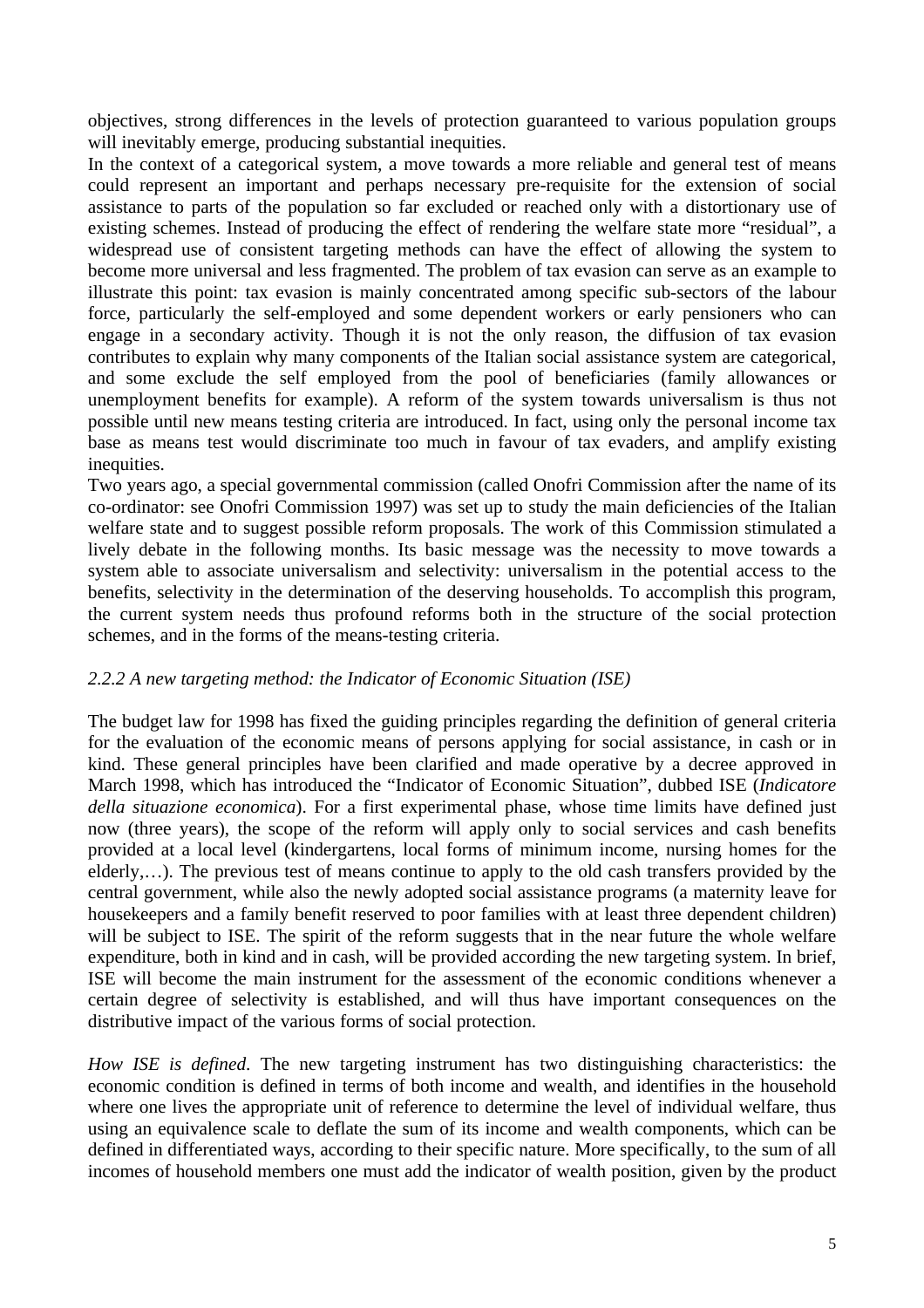objectives, strong differences in the levels of protection guaranteed to various population groups will inevitably emerge, producing substantial inequities.

In the context of a categorical system, a move towards a more reliable and general test of means could represent an important and perhaps necessary pre-requisite for the extension of social assistance to parts of the population so far excluded or reached only with a distortionary use of existing schemes. Instead of producing the effect of rendering the welfare state more "residual", a widespread use of consistent targeting methods can have the effect of allowing the system to become more universal and less fragmented. The problem of tax evasion can serve as an example to illustrate this point: tax evasion is mainly concentrated among specific sub-sectors of the labour force, particularly the self-employed and some dependent workers or early pensioners who can engage in a secondary activity. Though it is not the only reason, the diffusion of tax evasion contributes to explain why many components of the Italian social assistance system are categorical, and some exclude the self employed from the pool of beneficiaries (family allowances or unemployment benefits for example). A reform of the system towards universalism is thus not possible until new means testing criteria are introduced. In fact, using only the personal income tax base as means test would discriminate too much in favour of tax evaders, and amplify existing inequities.

Two years ago, a special governmental commission (called Onofri Commission after the name of its co-ordinator: see Onofri Commission 1997) was set up to study the main deficiencies of the Italian welfare state and to suggest possible reform proposals. The work of this Commission stimulated a lively debate in the following months. Its basic message was the necessity to move towards a system able to associate universalism and selectivity: universalism in the potential access to the benefits, selectivity in the determination of the deserving households. To accomplish this program, the current system needs thus profound reforms both in the structure of the social protection schemes, and in the forms of the means-testing criteria.

### *2.2.2 A new targeting method: the Indicator of Economic Situation (ISE)*

The budget law for 1998 has fixed the guiding principles regarding the definition of general criteria for the evaluation of the economic means of persons applying for social assistance, in cash or in kind. These general principles have been clarified and made operative by a decree approved in March 1998, which has introduced the "Indicator of Economic Situation", dubbed ISE (*Indicatore della situazione economica*). For a first experimental phase, whose time limits have defined just now (three years), the scope of the reform will apply only to social services and cash benefits provided at a local level (kindergartens, local forms of minimum income, nursing homes for the elderly,…). The previous test of means continue to apply to the old cash transfers provided by the central government, while also the newly adopted social assistance programs (a maternity leave for housekeepers and a family benefit reserved to poor families with at least three dependent children) will be subject to ISE. The spirit of the reform suggests that in the near future the whole welfare expenditure, both in kind and in cash, will be provided according the new targeting system. In brief, ISE will become the main instrument for the assessment of the economic conditions whenever a certain degree of selectivity is established, and will thus have important consequences on the distributive impact of the various forms of social protection.

*How ISE is defined*. The new targeting instrument has two distinguishing characteristics: the economic condition is defined in terms of both income and wealth, and identifies in the household where one lives the appropriate unit of reference to determine the level of individual welfare, thus using an equivalence scale to deflate the sum of its income and wealth components, which can be defined in differentiated ways, according to their specific nature. More specifically, to the sum of all incomes of household members one must add the indicator of wealth position, given by the product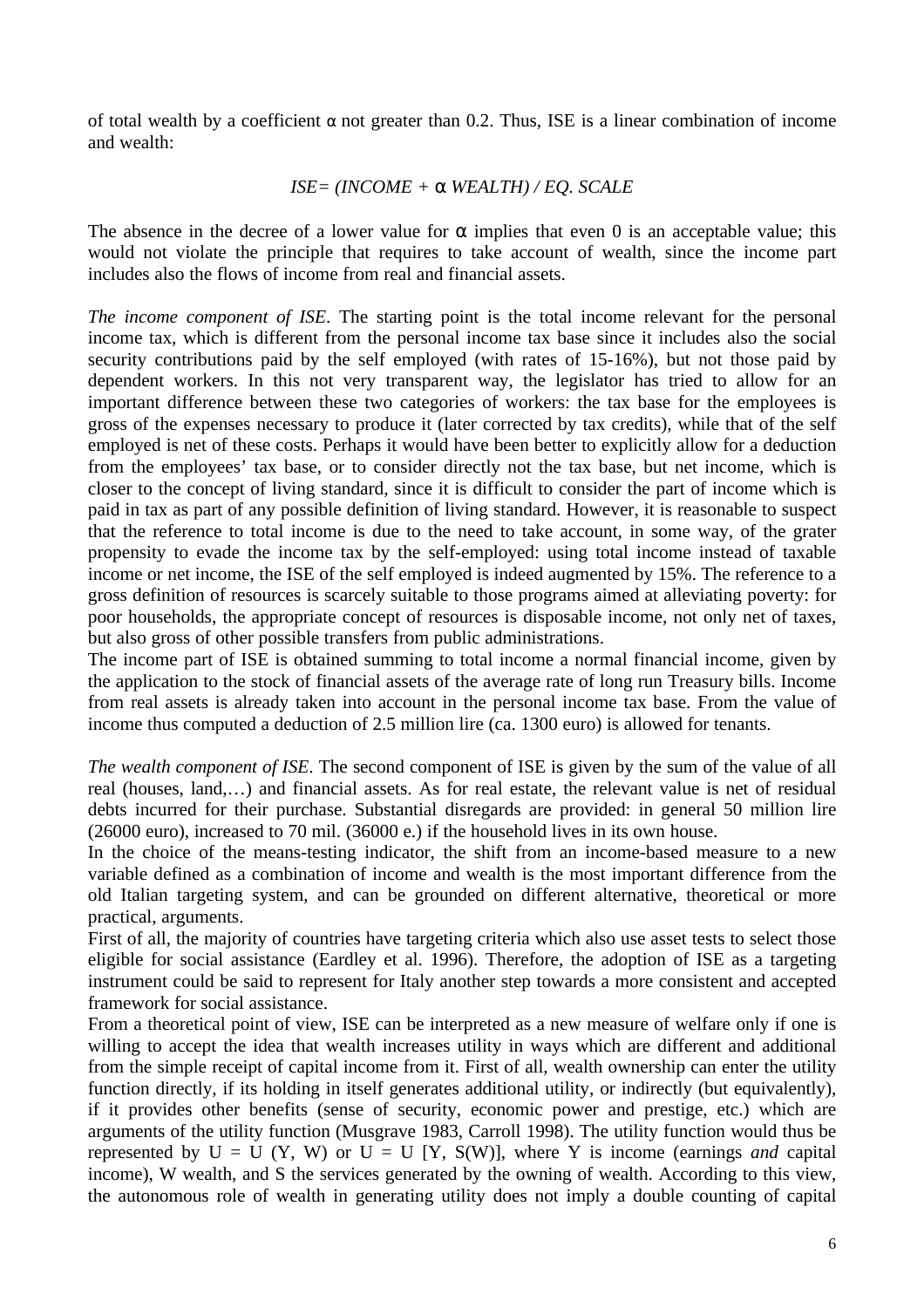of total wealth by a coefficient $\alpha$ not greater than 0.2. Thus, ISE is a linear combination of income and wealth:

$$ISE = (INCOME + \alpha\ WEALTH) / EQ.\ SCALE$$

The absence in the decree of a lower value for $\alpha$ implies that even 0 is an acceptable value; this would not violate the principle that requires to take account of wealth, since the income part includes also the flows of income from real and financial assets.

*The income component of ISE*. The starting point is the total income relevant for the personal income tax, which is different from the personal income tax base since it includes also the social security contributions paid by the self employed (with rates of 15-16%), but not those paid by dependent workers. In this not very transparent way, the legislator has tried to allow for an important difference between these two categories of workers: the tax base for the employees is gross of the expenses necessary to produce it (later corrected by tax credits), while that of the self employed is net of these costs. Perhaps it would have been better to explicitly allow for a deduction from the employees' tax base, or to consider directly not the tax base, but net income, which is closer to the concept of living standard, since it is difficult to consider the part of income which is paid in tax as part of any possible definition of living standard. However, it is reasonable to suspect that the reference to total income is due to the need to take account, in some way, of the grater propensity to evade the income tax by the self-employed: using total income instead of taxable income or net income, the ISE of the self employed is indeed augmented by 15%. The reference to a gross definition of resources is scarcely suitable to those programs aimed at alleviating poverty: for poor households, the appropriate concept of resources is disposable income, not only net of taxes, but also gross of other possible transfers from public administrations.
The income part of ISE is obtained summing to total income a normal financial income, given by the application to the stock of financial assets of the average rate of long run Treasury bills. Income from real assets is already taken into account in the personal income tax base. From the value of income thus computed a deduction of 2.5 million lire (ca. 1300 euro) is allowed for tenants.

*The wealth component of ISE*. The second component of ISE is given by the sum of the value of all real (houses, land,…) and financial assets. As for real estate, the relevant value is net of residual debts incurred for their purchase. Substantial disregards are provided: in general 50 million lire (26000 euro), increased to 70 mil. (36000 e.) if the household lives in its own house.
In the choice of the means-testing indicator, the shift from an income-based measure to a new variable defined as a combination of income and wealth is the most important difference from the old Italian targeting system, and can be grounded on different alternative, theoretical or more practical, arguments.
First of all, the majority of countries have targeting criteria which also use asset tests to select those eligible for social assistance (Eardley et al. 1996). Therefore, the adoption of ISE as a targeting instrument could be said to represent for Italy another step towards a more consistent and accepted framework for social assistance.
From a theoretical point of view, ISE can be interpreted as a new measure of welfare only if one is willing to accept the idea that wealth increases utility in ways which are different and additional from the simple receipt of capital income from it. First of all, wealth ownership can enter the utility function directly, if its holding in itself generates additional utility, or indirectly (but equivalently), if it provides other benefits (sense of security, economic power and prestige, etc.) which are arguments of the utility function (Musgrave 1983, Carroll 1998). The utility function would thus be represented by $U = U(Y, W)$ or $U = U[Y, S(W)]$, where Y is income (earnings *and* capital income), W wealth, and S the services generated by the owning of wealth. According to this view, the autonomous role of wealth in generating utility does not imply a double counting of capital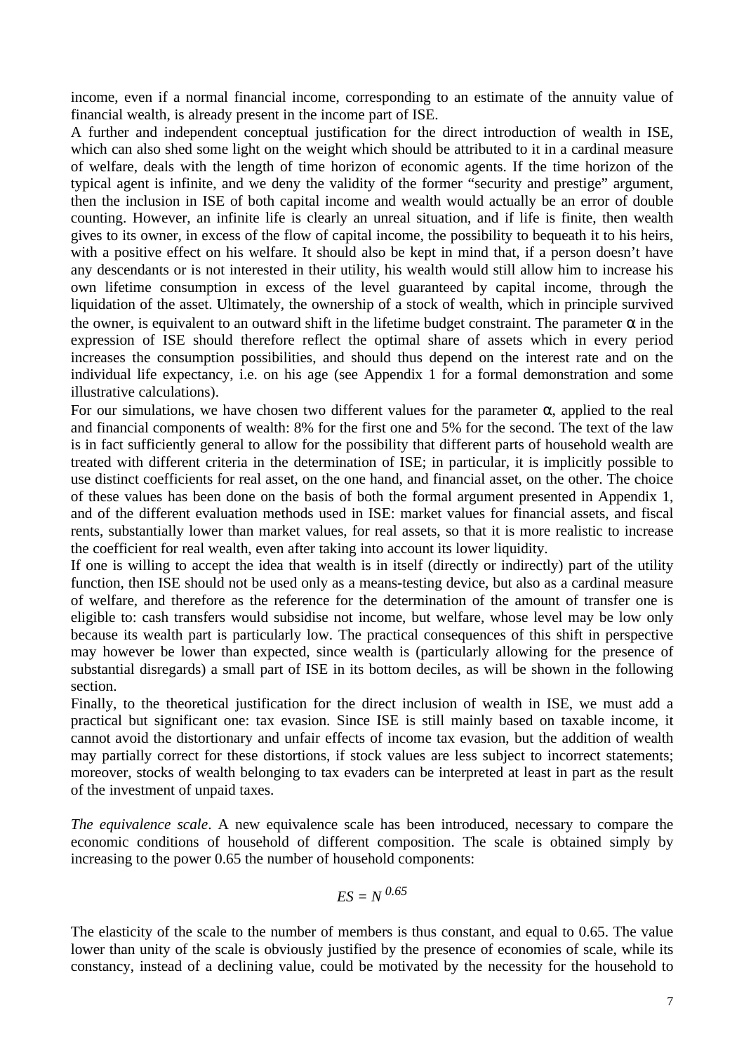income, even if a normal financial income, corresponding to an estimate of the annuity value of financial wealth, is already present in the income part of ISE.

A further and independent conceptual justification for the direct introduction of wealth in ISE, which can also shed some light on the weight which should be attributed to it in a cardinal measure of welfare, deals with the length of time horizon of economic agents. If the time horizon of the typical agent is infinite, and we deny the validity of the former "security and prestige" argument, then the inclusion in ISE of both capital income and wealth would actually be an error of double counting. However, an infinite life is clearly an unreal situation, and if life is finite, then wealth gives to its owner, in excess of the flow of capital income, the possibility to bequeath it to his heirs, with a positive effect on his welfare. It should also be kept in mind that, if a person doesn't have any descendants or is not interested in their utility, his wealth would still allow him to increase his own lifetime consumption in excess of the level guaranteed by capital income, through the liquidation of the asset. Ultimately, the ownership of a stock of wealth, which in principle survived the owner, is equivalent to an outward shift in the lifetime budget constraint. The parameter $\alpha$ in the expression of ISE should therefore reflect the optimal share of assets which in every period increases the consumption possibilities, and should thus depend on the interest rate and on the individual life expectancy, i.e. on his age (see Appendix 1 for a formal demonstration and some illustrative calculations).

For our simulations, we have chosen two different values for the parameter $\alpha$, applied to the real and financial components of wealth: 8% for the first one and 5% for the second. The text of the law is in fact sufficiently general to allow for the possibility that different parts of household wealth are treated with different criteria in the determination of ISE; in particular, it is implicitly possible to use distinct coefficients for real asset, on the one hand, and financial asset, on the other. The choice of these values has been done on the basis of both the formal argument presented in Appendix 1, and of the different evaluation methods used in ISE: market values for financial assets, and fiscal rents, substantially lower than market values, for real assets, so that it is more realistic to increase the coefficient for real wealth, even after taking into account its lower liquidity.

If one is willing to accept the idea that wealth is in itself (directly or indirectly) part of the utility function, then ISE should not be used only as a means-testing device, but also as a cardinal measure of welfare, and therefore as the reference for the determination of the amount of transfer one is eligible to: cash transfers would subsidise not income, but welfare, whose level may be low only because its wealth part is particularly low. The practical consequences of this shift in perspective may however be lower than expected, since wealth is (particularly allowing for the presence of substantial disregards) a small part of ISE in its bottom deciles, as will be shown in the following section.

Finally, to the theoretical justification for the direct inclusion of wealth in ISE, we must add a practical but significant one: tax evasion. Since ISE is still mainly based on taxable income, it cannot avoid the distortionary and unfair effects of income tax evasion, but the addition of wealth may partially correct for these distortions, if stock values are less subject to incorrect statements; moreover, stocks of wealth belonging to tax evaders can be interpreted at least in part as the result of the investment of unpaid taxes.

*The equivalence scale*. A new equivalence scale has been introduced, necessary to compare the economic conditions of household of different composition. The scale is obtained simply by increasing to the power 0.65 the number of household components:

$$ES = N^{0.65}$$

The elasticity of the scale to the number of members is thus constant, and equal to 0.65. The value lower than unity of the scale is obviously justified by the presence of economies of scale, while its constancy, instead of a declining value, could be motivated by the necessity for the household to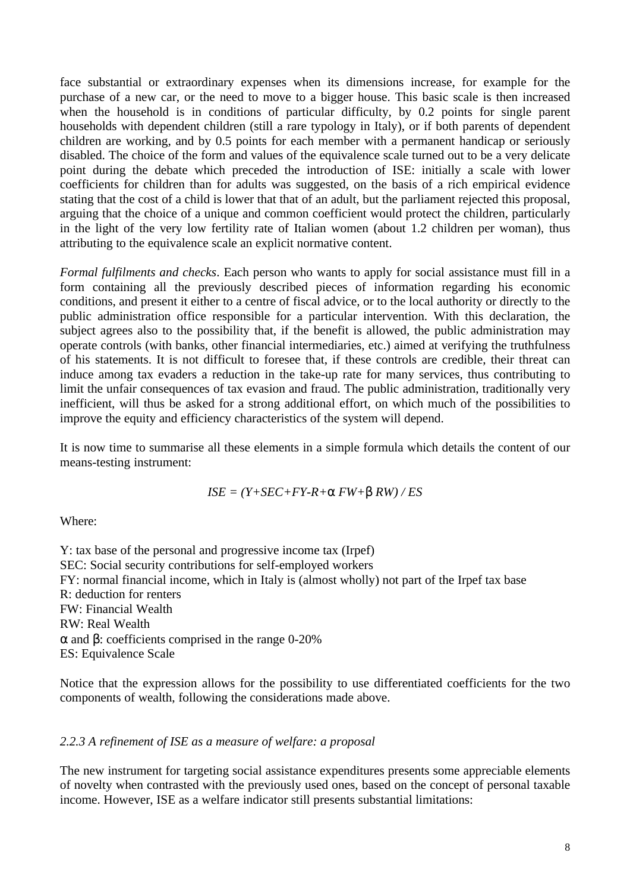face substantial or extraordinary expenses when its dimensions increase, for example for the purchase of a new car, or the need to move to a bigger house. This basic scale is then increased when the household is in conditions of particular difficulty, by 0.2 points for single parent households with dependent children (still a rare typology in Italy), or if both parents of dependent children are working, and by 0.5 points for each member with a permanent handicap or seriously disabled. The choice of the form and values of the equivalence scale turned out to be a very delicate point during the debate which preceded the introduction of ISE: initially a scale with lower coefficients for children than for adults was suggested, on the basis of a rich empirical evidence stating that the cost of a child is lower that that of an adult, but the parliament rejected this proposal, arguing that the choice of a unique and common coefficient would protect the children, particularly in the light of the very low fertility rate of Italian women (about 1.2 children per woman), thus attributing to the equivalence scale an explicit normative content.

*Formal fulfilments and checks*. Each person who wants to apply for social assistance must fill in a form containing all the previously described pieces of information regarding his economic conditions, and present it either to a centre of fiscal advice, or to the local authority or directly to the public administration office responsible for a particular intervention. With this declaration, the subject agrees also to the possibility that, if the benefit is allowed, the public administration may operate controls (with banks, other financial intermediaries, etc.) aimed at verifying the truthfulness of his statements. It is not difficult to foresee that, if these controls are credible, their threat can induce among tax evaders a reduction in the take-up rate for many services, thus contributing to limit the unfair consequences of tax evasion and fraud. The public administration, traditionally very inefficient, will thus be asked for a strong additional effort, on which much of the possibilities to improve the equity and efficiency characteristics of the system will depend.

It is now time to summarise all these elements in a simple formula which details the content of our means-testing instrument:

$$ISE = (Y+SEC+FY-R+\alpha\, FW+\beta\, RW) / ES$$

Where:

Y: tax base of the personal and progressive income tax (Irpef)
SEC: Social security contributions for self-employed workers
FY: normal financial income, which in Italy is (almost wholly) not part of the Irpef tax base
R: deduction for renters
FW: Financial Wealth
RW: Real Wealth
$\alpha$ and $\beta$: coefficients comprised in the range 0-20%
ES: Equivalence Scale

Notice that the expression allows for the possibility to use differentiated coefficients for the two components of wealth, following the considerations made above.

### *2.2.3 A refinement of ISE as a measure of welfare: a proposal*

The new instrument for targeting social assistance expenditures presents some appreciable elements of novelty when contrasted with the previously used ones, based on the concept of personal taxable income. However, ISE as a welfare indicator still presents substantial limitations: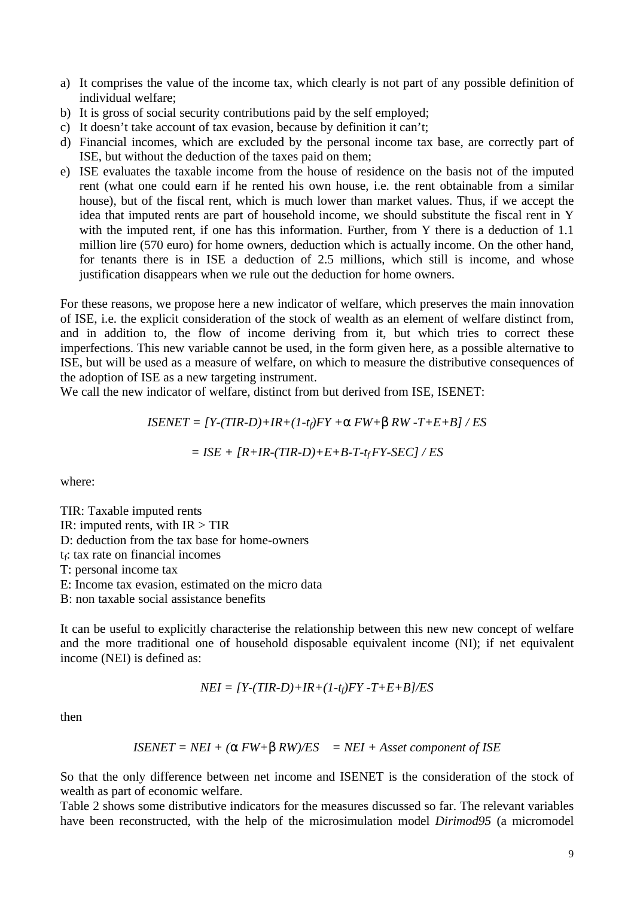a) It comprises the value of the income tax, which clearly is not part of any possible definition of individual welfare;
b) It is gross of social security contributions paid by the self employed;
c) It doesn't take account of tax evasion, because by definition it can't;
d) Financial incomes, which are excluded by the personal income tax base, are correctly part of ISE, but without the deduction of the taxes paid on them;
e) ISE evaluates the taxable income from the house of residence on the basis not of the imputed rent (what one could earn if he rented his own house, i.e. the rent obtainable from a similar house), but of the fiscal rent, which is much lower than market values. Thus, if we accept the idea that imputed rents are part of household income, we should substitute the fiscal rent in Y with the imputed rent, if one has this information. Further, from Y there is a deduction of 1.1 million lire (570 euro) for home owners, deduction which is actually income. On the other hand, for tenants there is in ISE a deduction of 2.5 millions, which still is income, and whose justification disappears when we rule out the deduction for home owners.

For these reasons, we propose here a new indicator of welfare, which preserves the main innovation of ISE, i.e. the explicit consideration of the stock of wealth as an element of welfare distinct from, and in addition to, the flow of income deriving from it, but which tries to correct these imperfections. This new variable cannot be used, in the form given here, as a possible alternative to ISE, but will be used as a measure of welfare, on which to measure the distributive consequences of the adoption of ISE as a new targeting instrument.
We call the new indicator of welfare, distinct from but derived from ISE, ISENET:

$$ISENET = [Y-(TIR-D)+IR+(1-t_f)FY + \alpha\, FW + \beta\, RW - T + E + B] / ES$$

$$= ISE + [R+IR-(TIR-D)+E+B-T-t_f FY-SEC] / ES$$

where:

TIR: Taxable imputed rents
IR: imputed rents, with IR > TIR
D: deduction from the tax base for home-owners
$t_f$: tax rate on financial incomes
T: personal income tax
E: Income tax evasion, estimated on the micro data
B: non taxable social assistance benefits

It can be useful to explicitly characterise the relationship between this new new concept of welfare and the more traditional one of household disposable equivalent income (NI); if net equivalent income (NEI) is defined as:

$$NEI = [Y-(TIR-D)+IR+(1-t_f)FY - T + E + B]/ES$$

then

$$ISENET = NEI + (\alpha\, FW + \beta\, RW)/ES \quad = NEI + \textit{Asset component of ISE}$$

So that the only difference between net income and ISENET is the consideration of the stock of wealth as part of economic welfare.
Table 2 shows some distributive indicators for the measures discussed so far. The relevant variables have been reconstructed, with the help of the microsimulation model *Dirimod95* (a micromodel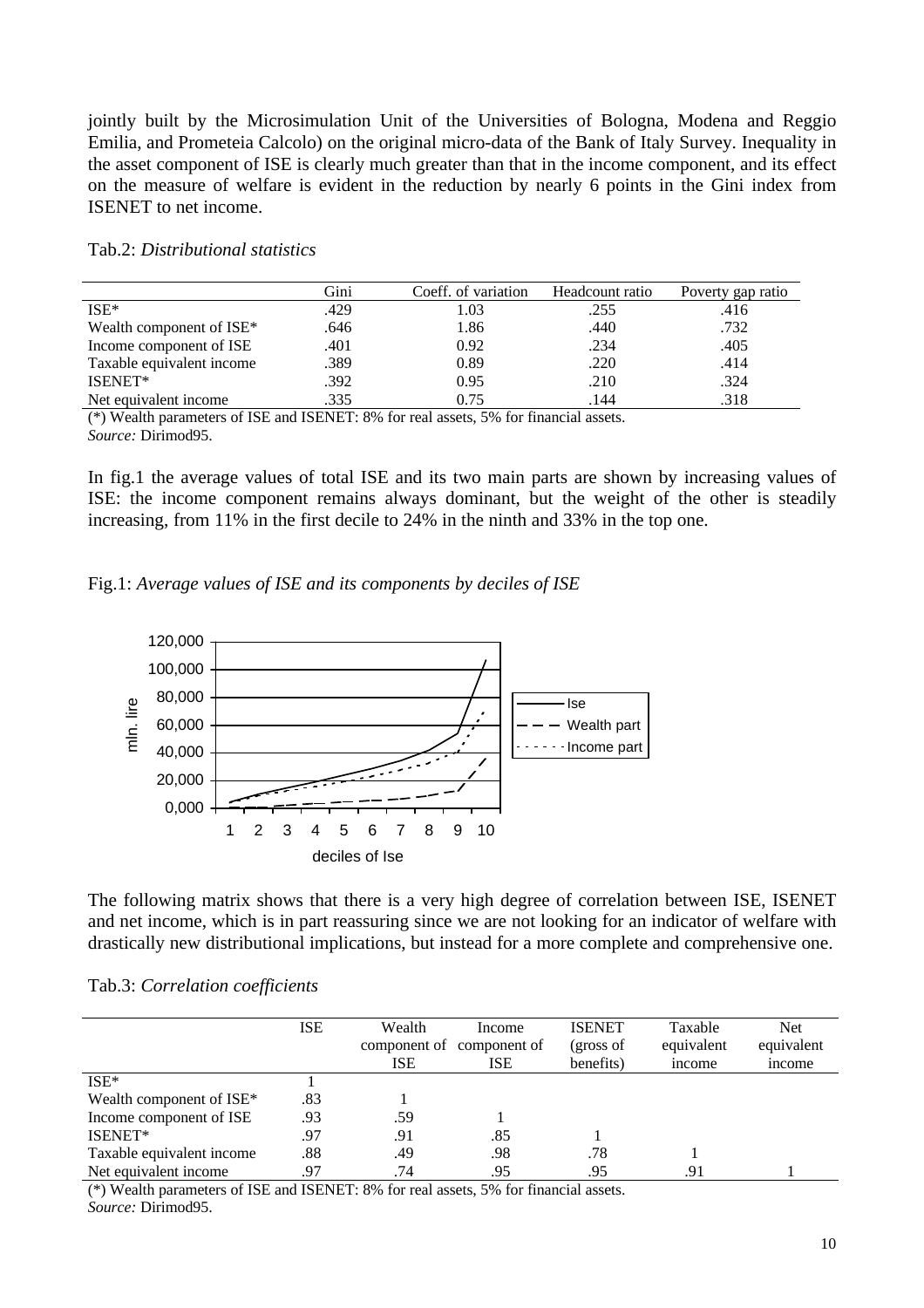jointly built by the Microsimulation Unit of the Universities of Bologna, Modena and Reggio Emilia, and Prometeia Calcolo) on the original micro-data of the Bank of Italy Survey. Inequality in the asset component of ISE is clearly much greater than that in the income component, and its effect on the measure of welfare is evident in the reduction by nearly 6 points in the Gini index from ISENET to net income.

Tab.2: *Distributional statistics*

| | Gini | Coeff. of variation | Headcount ratio | Poverty gap ratio |
|---|---|---|---|---|
| ISE* | .429 | 1.03 | .255 | .416 |
| Wealth component of ISE* | .646 | 1.86 | .440 | .732 |
| Income component of ISE | .401 | 0.92 | .234 | .405 |
| Taxable equivalent income | .389 | 0.89 | .220 | .414 |
| ISENET* | .392 | 0.95 | .210 | .324 |
| Net equivalent income | .335 | 0.75 | .144 | .318 |

(*) Wealth parameters of ISE and ISENET: 8% for real assets, 5% for financial assets.
*Source:* Dirimod95.

In fig.1 the average values of total ISE and its two main parts are shown by increasing values of ISE: the income component remains always dominant, but the weight of the other is steadily increasing, from 11% in the first decile to 24% in the ninth and 33% in the top one.

Fig.1: *Average values of ISE and its components by deciles of ISE*

The following matrix shows that there is a very high degree of correlation between ISE, ISENET and net income, which is in part reassuring since we are not looking for an indicator of welfare with drastically new distributional implications, but instead for a more complete and comprehensive one.

Tab.3: *Correlation coefficients*

| | ISE | Wealth component of ISE | Income component of ISE | ISENET (gross of benefits) | Taxable equivalent income | Net equivalent income |
|---|---|---|---|---|---|---|
| ISE* | 1 | | | | | |
| Wealth component of ISE* | .83 | 1 | | | | |
| Income component of ISE | .93 | .59 | 1 | | | |
| ISENET* | .97 | .91 | .85 | 1 | | |
| Taxable equivalent income | .88 | .49 | .98 | .78 | 1 | |
| Net equivalent income | .97 | .74 | .95 | .95 | .91 | 1 |

(*) Wealth parameters of ISE and ISENET: 8% for real assets, 5% for financial assets.
*Source:* Dirimod95.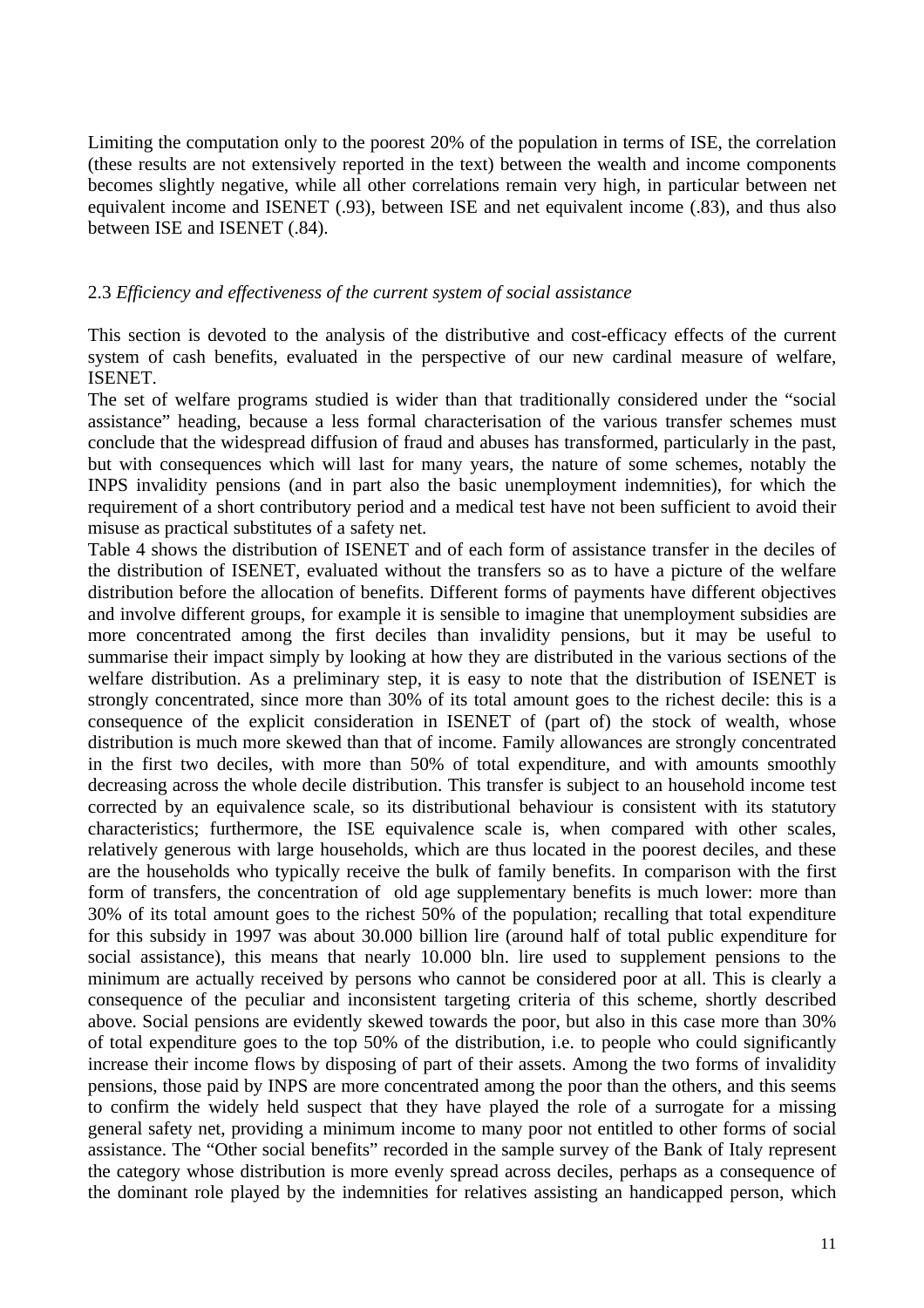Limiting the computation only to the poorest 20% of the population in terms of ISE, the correlation (these results are not extensively reported in the text) between the wealth and income components becomes slightly negative, while all other correlations remain very high, in particular between net equivalent income and ISENET (.93), between ISE and net equivalent income (.83), and thus also between ISE and ISENET (.84).

## 2.3 *Efficiency and effectiveness of the current system of social assistance*

This section is devoted to the analysis of the distributive and cost-efficacy effects of the current system of cash benefits, evaluated in the perspective of our new cardinal measure of welfare, ISENET.

The set of welfare programs studied is wider than that traditionally considered under the "social assistance" heading, because a less formal characterisation of the various transfer schemes must conclude that the widespread diffusion of fraud and abuses has transformed, particularly in the past, but with consequences which will last for many years, the nature of some schemes, notably the INPS invalidity pensions (and in part also the basic unemployment indemnities), for which the requirement of a short contributory period and a medical test have not been sufficient to avoid their misuse as practical substitutes of a safety net.

Table 4 shows the distribution of ISENET and of each form of assistance transfer in the deciles of the distribution of ISENET, evaluated without the transfers so as to have a picture of the welfare distribution before the allocation of benefits. Different forms of payments have different objectives and involve different groups, for example it is sensible to imagine that unemployment subsidies are more concentrated among the first deciles than invalidity pensions, but it may be useful to summarise their impact simply by looking at how they are distributed in the various sections of the welfare distribution. As a preliminary step, it is easy to note that the distribution of ISENET is strongly concentrated, since more than 30% of its total amount goes to the richest decile: this is a consequence of the explicit consideration in ISENET of (part of) the stock of wealth, whose distribution is much more skewed than that of income. Family allowances are strongly concentrated in the first two deciles, with more than 50% of total expenditure, and with amounts smoothly decreasing across the whole decile distribution. This transfer is subject to an household income test corrected by an equivalence scale, so its distributional behaviour is consistent with its statutory characteristics; furthermore, the ISE equivalence scale is, when compared with other scales, relatively generous with large households, which are thus located in the poorest deciles, and these are the households who typically receive the bulk of family benefits. In comparison with the first form of transfers, the concentration of old age supplementary benefits is much lower: more than 30% of its total amount goes to the richest 50% of the population; recalling that total expenditure for this subsidy in 1997 was about 30.000 billion lire (around half of total public expenditure for social assistance), this means that nearly 10.000 bln. lire used to supplement pensions to the minimum are actually received by persons who cannot be considered poor at all. This is clearly a consequence of the peculiar and inconsistent targeting criteria of this scheme, shortly described above. Social pensions are evidently skewed towards the poor, but also in this case more than 30% of total expenditure goes to the top 50% of the distribution, i.e. to people who could significantly increase their income flows by disposing of part of their assets. Among the two forms of invalidity pensions, those paid by INPS are more concentrated among the poor than the others, and this seems to confirm the widely held suspect that they have played the role of a surrogate for a missing general safety net, providing a minimum income to many poor not entitled to other forms of social assistance. The "Other social benefits" recorded in the sample survey of the Bank of Italy represent the category whose distribution is more evenly spread across deciles, perhaps as a consequence of the dominant role played by the indemnities for relatives assisting an handicapped person, which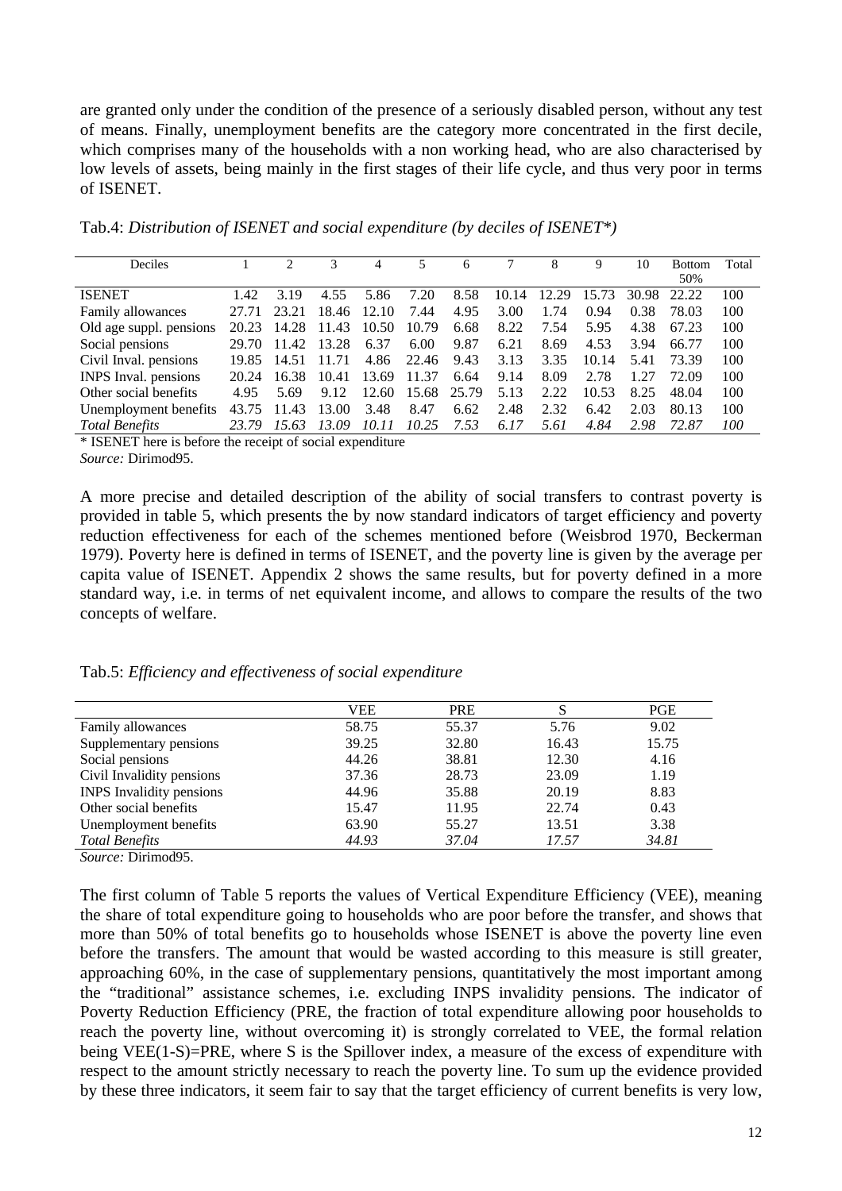are granted only under the condition of the presence of a seriously disabled person, without any test of means. Finally, unemployment benefits are the category more concentrated in the first decile, which comprises many of the households with a non working head, who are also characterised by low levels of assets, being mainly in the first stages of their life cycle, and thus very poor in terms of ISENET.

Tab.4: *Distribution of ISENET and social expenditure (by deciles of ISENET\*)*

| Deciles | 1 | 2 | 3 | 4 | 5 | 6 | 7 | 8 | 9 | 10 | Bottom 50% | Total |
|---|---|---|---|---|---|---|---|---|---|---|---|---|
| ISENET | 1.42 | 3.19 | 4.55 | 5.86 | 7.20 | 8.58 | 10.14 | 12.29 | 15.73 | 30.98 | 22.22 | 100 |
| Family allowances | 27.71 | 23.21 | 18.46 | 12.10 | 7.44 | 4.95 | 3.00 | 1.74 | 0.94 | 0.38 | 78.03 | 100 |
| Old age suppl. pensions | 20.23 | 14.28 | 11.43 | 10.50 | 10.79 | 6.68 | 8.22 | 7.54 | 5.95 | 4.38 | 67.23 | 100 |
| Social pensions | 29.70 | 11.42 | 13.28 | 6.37 | 6.00 | 9.87 | 6.21 | 8.69 | 4.53 | 3.94 | 66.77 | 100 |
| Civil Inval. pensions | 19.85 | 14.51 | 11.71 | 4.86 | 22.46 | 9.43 | 3.13 | 3.35 | 10.14 | 5.41 | 73.39 | 100 |
| INPS Inval. pensions | 20.24 | 16.38 | 10.41 | 13.69 | 11.37 | 6.64 | 9.14 | 8.09 | 2.78 | 1.27 | 72.09 | 100 |
| Other social benefits | 4.95 | 5.69 | 9.12 | 12.60 | 15.68 | 25.79 | 5.13 | 2.22 | 10.53 | 8.25 | 48.04 | 100 |
| Unemployment benefits | 43.75 | 11.43 | 13.00 | 3.48 | 8.47 | 6.62 | 2.48 | 2.32 | 6.42 | 2.03 | 80.13 | 100 |
| *Total Benefits* | *23.79* | *15.63* | *13.09* | *10.11* | *10.25* | *7.53* | *6.17* | *5.61* | *4.84* | *2.98* | *72.87* | *100* |

\* ISENET here is before the receipt of social expenditure

*Source:* Dirimod95.

A more precise and detailed description of the ability of social transfers to contrast poverty is provided in table 5, which presents the by now standard indicators of target efficiency and poverty reduction effectiveness for each of the schemes mentioned before (Weisbrod 1970, Beckerman 1979). Poverty here is defined in terms of ISENET, and the poverty line is given by the average per capita value of ISENET. Appendix 2 shows the same results, but for poverty defined in a more standard way, i.e. in terms of net equivalent income, and allows to compare the results of the two concepts of welfare.

Tab.5: *Efficiency and effectiveness of social expenditure*

| | VEE | PRE | S | PGE |
|---|---|---|---|---|
| Family allowances | 58.75 | 55.37 | 5.76 | 9.02 |
| Supplementary pensions | 39.25 | 32.80 | 16.43 | 15.75 |
| Social pensions | 44.26 | 38.81 | 12.30 | 4.16 |
| Civil Invalidity pensions | 37.36 | 28.73 | 23.09 | 1.19 |
| INPS Invalidity pensions | 44.96 | 35.88 | 20.19 | 8.83 |
| Other social benefits | 15.47 | 11.95 | 22.74 | 0.43 |
| Unemployment benefits | 63.90 | 55.27 | 13.51 | 3.38 |
| *Total Benefits* | *44.93* | *37.04* | *17.57* | *34.81* |

*Source:* Dirimod95.

The first column of Table 5 reports the values of Vertical Expenditure Efficiency (VEE), meaning the share of total expenditure going to households who are poor before the transfer, and shows that more than 50% of total benefits go to households whose ISENET is above the poverty line even before the transfers. The amount that would be wasted according to this measure is still greater, approaching 60%, in the case of supplementary pensions, quantitatively the most important among the "traditional" assistance schemes, i.e. excluding INPS invalidity pensions. The indicator of Poverty Reduction Efficiency (PRE, the fraction of total expenditure allowing poor households to reach the poverty line, without overcoming it) is strongly correlated to VEE, the formal relation being $VEE(1-S)=PRE$, where S is the Spillover index, a measure of the excess of expenditure with respect to the amount strictly necessary to reach the poverty line. To sum up the evidence provided by these three indicators, it seem fair to say that the target efficiency of current benefits is very low,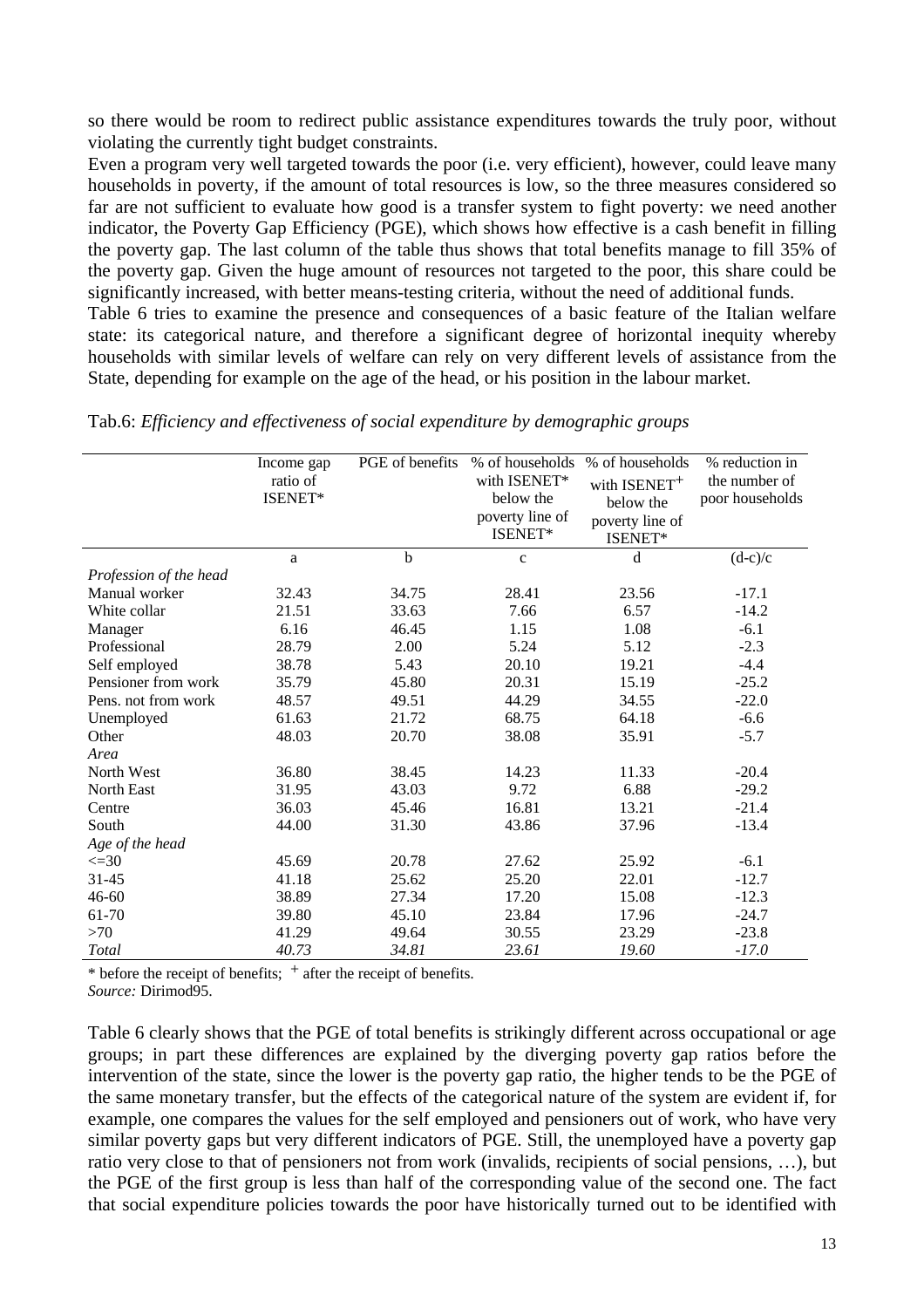so there would be room to redirect public assistance expenditures towards the truly poor, without violating the currently tight budget constraints.

Even a program very well targeted towards the poor (i.e. very efficient), however, could leave many households in poverty, if the amount of total resources is low, so the three measures considered so far are not sufficient to evaluate how good is a transfer system to fight poverty: we need another indicator, the Poverty Gap Efficiency (PGE), which shows how effective is a cash benefit in filling the poverty gap. The last column of the table thus shows that total benefits manage to fill 35% of the poverty gap. Given the huge amount of resources not targeted to the poor, this share could be significantly increased, with better means-testing criteria, without the need of additional funds.

Table 6 tries to examine the presence and consequences of a basic feature of the Italian welfare state: its categorical nature, and therefore a significant degree of horizontal inequity whereby households with similar levels of welfare can rely on very different levels of assistance from the State, depending for example on the age of the head, or his position in the labour market.

Tab.6: *Efficiency and effectiveness of social expenditure by demographic groups*

| | Income gap ratio of ISENET* | PGE of benefits | % of households with ISENET* below the poverty line of ISENET* | % of households with ISENET+ below the poverty line of ISENET* | % reduction in the number of poor households |
|---|---|---|---|---|---|
| | a | b | c | d | (d-c)/c |
| *Profession of the head* | | | | | |
| Manual worker | 32.43 | 34.75 | 28.41 | 23.56 | -17.1 |
| White collar | 21.51 | 33.63 | 7.66 | 6.57 | -14.2 |
| Manager | 6.16 | 46.45 | 1.15 | 1.08 | -6.1 |
| Professional | 28.79 | 2.00 | 5.24 | 5.12 | -2.3 |
| Self employed | 38.78 | 5.43 | 20.10 | 19.21 | -4.4 |
| Pensioner from work | 35.79 | 45.80 | 20.31 | 15.19 | -25.2 |
| Pens. not from work | 48.57 | 49.51 | 44.29 | 34.55 | -22.0 |
| Unemployed | 61.63 | 21.72 | 68.75 | 64.18 | -6.6 |
| Other | 48.03 | 20.70 | 38.08 | 35.91 | -5.7 |
| *Area* | | | | | |
| North West | 36.80 | 38.45 | 14.23 | 11.33 | -20.4 |
| North East | 31.95 | 43.03 | 9.72 | 6.88 | -29.2 |
| Centre | 36.03 | 45.46 | 16.81 | 13.21 | -21.4 |
| South | 44.00 | 31.30 | 43.86 | 37.96 | -13.4 |
| *Age of the head* | | | | | |
| <=30 | 45.69 | 20.78 | 27.62 | 25.92 | -6.1 |
| 31-45 | 41.18 | 25.62 | 25.20 | 22.01 | -12.7 |
| 46-60 | 38.89 | 27.34 | 17.20 | 15.08 | -12.3 |
| 61-70 | 39.80 | 45.10 | 23.84 | 17.96 | -24.7 |
| >70 | 41.29 | 49.64 | 30.55 | 23.29 | -23.8 |
| *Total* | *40.73* | *34.81* | *23.61* | *19.60* | *-17.0* |

\* before the receipt of benefits; + after the receipt of benefits.
*Source:* Dirimod95.

Table 6 clearly shows that the PGE of total benefits is strikingly different across occupational or age groups; in part these differences are explained by the diverging poverty gap ratios before the intervention of the state, since the lower is the poverty gap ratio, the higher tends to be the PGE of the same monetary transfer, but the effects of the categorical nature of the system are evident if, for example, one compares the values for the self employed and pensioners out of work, who have very similar poverty gaps but very different indicators of PGE. Still, the unemployed have a poverty gap ratio very close to that of pensioners not from work (invalids, recipients of social pensions, …), but the PGE of the first group is less than half of the corresponding value of the second one. The fact that social expenditure policies towards the poor have historically turned out to be identified with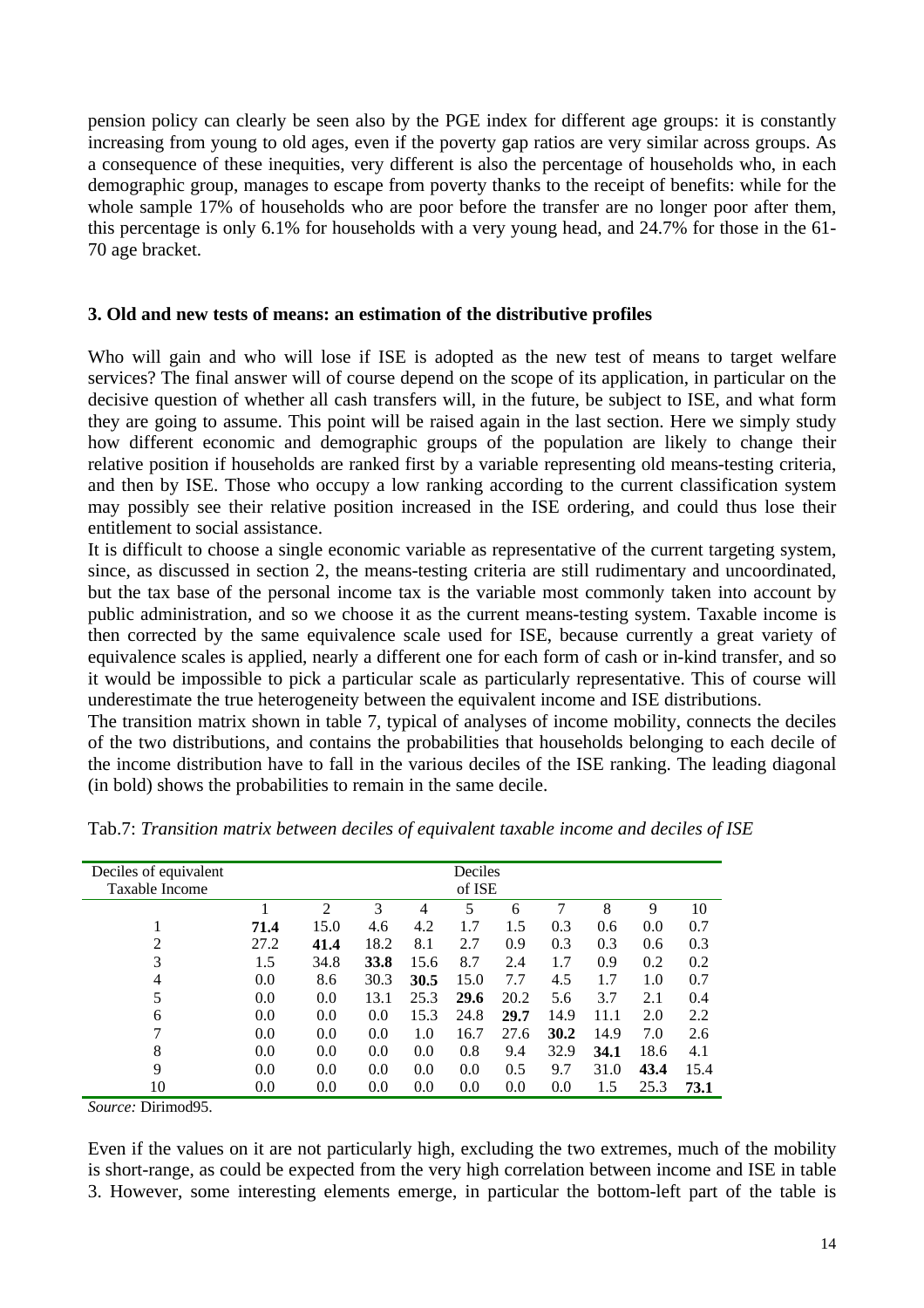pension policy can clearly be seen also by the PGE index for different age groups: it is constantly increasing from young to old ages, even if the poverty gap ratios are very similar across groups. As a consequence of these inequities, very different is also the percentage of households who, in each demographic group, manages to escape from poverty thanks to the receipt of benefits: while for the whole sample 17% of households who are poor before the transfer are no longer poor after them, this percentage is only 6.1% for households with a very young head, and 24.7% for those in the 61-70 age bracket.

### 3. Old and new tests of means: an estimation of the distributive profiles

Who will gain and who will lose if ISE is adopted as the new test of means to target welfare services? The final answer will of course depend on the scope of its application, in particular on the decisive question of whether all cash transfers will, in the future, be subject to ISE, and what form they are going to assume. This point will be raised again in the last section. Here we simply study how different economic and demographic groups of the population are likely to change their relative position if households are ranked first by a variable representing old means-testing criteria, and then by ISE. Those who occupy a low ranking according to the current classification system may possibly see their relative position increased in the ISE ordering, and could thus lose their entitlement to social assistance.

It is difficult to choose a single economic variable as representative of the current targeting system, since, as discussed in section 2, the means-testing criteria are still rudimentary and uncoordinated, but the tax base of the personal income tax is the variable most commonly taken into account by public administration, and so we choose it as the current means-testing system. Taxable income is then corrected by the same equivalence scale used for ISE, because currently a great variety of equivalence scales is applied, nearly a different one for each form of cash or in-kind transfer, and so it would be impossible to pick a particular scale as particularly representative. This of course will underestimate the true heterogeneity between the equivalent income and ISE distributions.

The transition matrix shown in table 7, typical of analyses of income mobility, connects the deciles of the two distributions, and contains the probabilities that households belonging to each decile of the income distribution have to fall in the various deciles of the ISE ranking. The leading diagonal (in bold) shows the probabilities to remain in the same decile.

Tab.7: *Transition matrix between deciles of equivalent taxable income and deciles of ISE*

| Deciles of equivalent Taxable Income | Deciles of ISE | | | | | | | | | |
|---|---|---|---|---|---|---|---|---|---|---|
| | 1 | 2 | 3 | 4 | 5 | 6 | 7 | 8 | 9 | 10 |
| 1 | **71.4** | 15.0 | 4.6 | 4.2 | 1.7 | 1.5 | 0.3 | 0.6 | 0.0 | 0.7 |
| 2 | 27.2 | **41.4** | 18.2 | 8.1 | 2.7 | 0.9 | 0.3 | 0.3 | 0.6 | 0.3 |
| 3 | 1.5 | 34.8 | **33.8** | 15.6 | 8.7 | 2.4 | 1.7 | 0.9 | 0.2 | 0.2 |
| 4 | 0.0 | 8.6 | 30.3 | **30.5** | 15.0 | 7.7 | 4.5 | 1.7 | 1.0 | 0.7 |
| 5 | 0.0 | 0.0 | 13.1 | 25.3 | **29.6** | 20.2 | 5.6 | 3.7 | 2.1 | 0.4 |
| 6 | 0.0 | 0.0 | 0.0 | 15.3 | 24.8 | **29.7** | 14.9 | 11.1 | 2.0 | 2.2 |
| 7 | 0.0 | 0.0 | 0.0 | 1.0 | 16.7 | 27.6 | **30.2** | 14.9 | 7.0 | 2.6 |
| 8 | 0.0 | 0.0 | 0.0 | 0.0 | 0.8 | 9.4 | 32.9 | **34.1** | 18.6 | 4.1 |
| 9 | 0.0 | 0.0 | 0.0 | 0.0 | 0.0 | 0.5 | 9.7 | 31.0 | **43.4** | 15.4 |
| 10 | 0.0 | 0.0 | 0.0 | 0.0 | 0.0 | 0.0 | 0.0 | 1.5 | 25.3 | **73.1** |

*Source:* Dirimod95.

Even if the values on it are not particularly high, excluding the two extremes, much of the mobility is short-range, as could be expected from the very high correlation between income and ISE in table 3. However, some interesting elements emerge, in particular the bottom-left part of the table is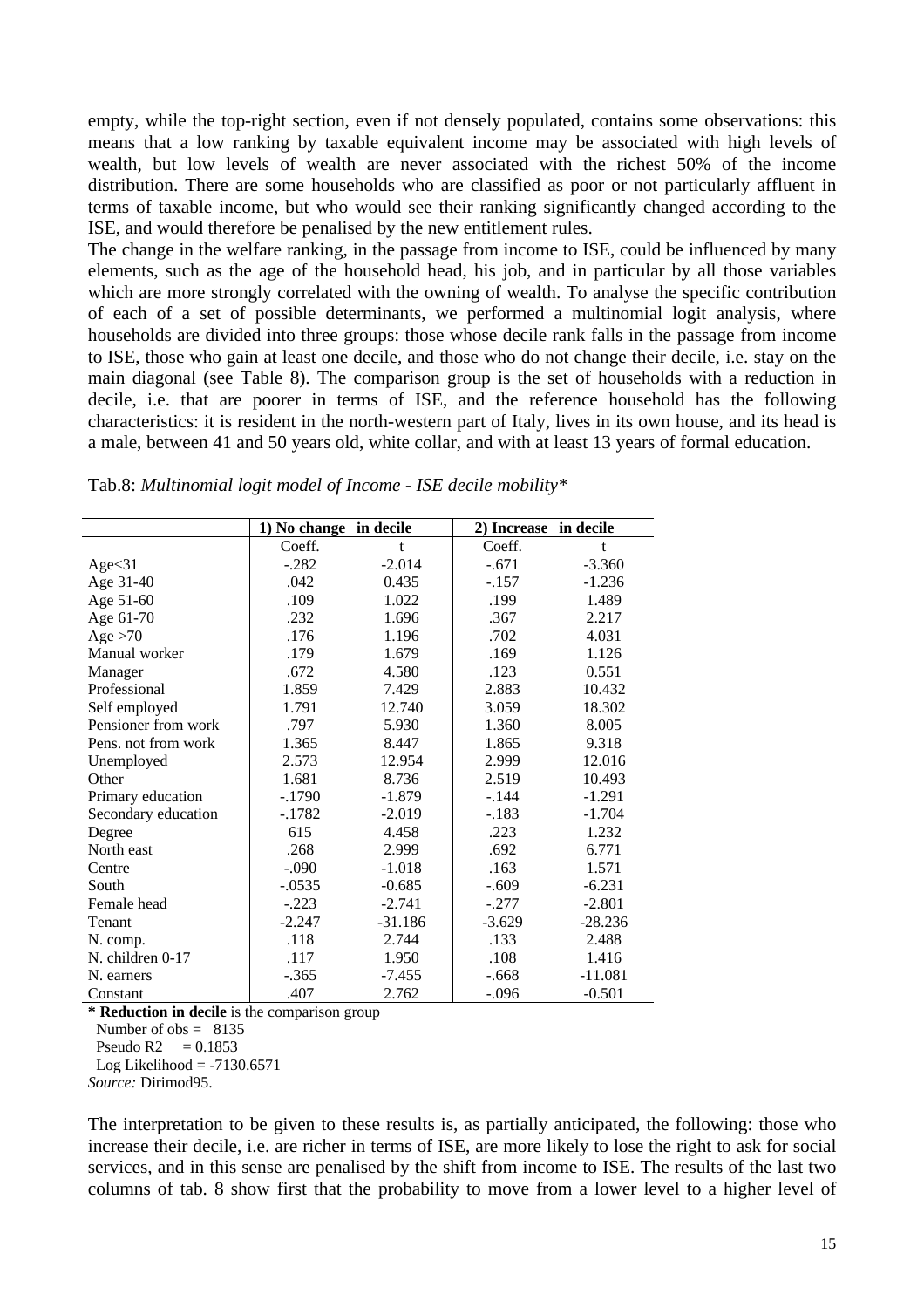empty, while the top-right section, even if not densely populated, contains some observations: this means that a low ranking by taxable equivalent income may be associated with high levels of wealth, but low levels of wealth are never associated with the richest 50% of the income distribution. There are some households who are classified as poor or not particularly affluent in terms of taxable income, but who would see their ranking significantly changed according to the ISE, and would therefore be penalised by the new entitlement rules.

The change in the welfare ranking, in the passage from income to ISE, could be influenced by many elements, such as the age of the household head, his job, and in particular by all those variables which are more strongly correlated with the owning of wealth. To analyse the specific contribution of each of a set of possible determinants, we performed a multinomial logit analysis, where households are divided into three groups: those whose decile rank falls in the passage from income to ISE, those who gain at least one decile, and those who do not change their decile, i.e. stay on the main diagonal (see Table 8). The comparison group is the set of households with a reduction in decile, i.e. that are poorer in terms of ISE, and the reference household has the following characteristics: it is resident in the north-western part of Italy, lives in its own house, and its head is a male, between 41 and 50 years old, white collar, and with at least 13 years of formal education.

Tab.8: *Multinomial logit model of Income - ISE decile mobility**

| | **1) No change in decile** | | **2) Increase in decile** | |
|---|---|---|---|---|
| | Coeff. | t | Coeff. | t |
| Age<31 | -.282 | -2.014 | -.671 | -3.360 |
| Age 31-40 | .042 | 0.435 | -.157 | -1.236 |
| Age 51-60 | .109 | 1.022 | .199 | 1.489 |
| Age 61-70 | .232 | 1.696 | .367 | 2.217 |
| Age >70 | .176 | 1.196 | .702 | 4.031 |
| Manual worker | .179 | 1.679 | .169 | 1.126 |
| Manager | .672 | 4.580 | .123 | 0.551 |
| Professional | 1.859 | 7.429 | 2.883 | 10.432 |
| Self employed | 1.791 | 12.740 | 3.059 | 18.302 |
| Pensioner from work | .797 | 5.930 | 1.360 | 8.005 |
| Pens. not from work | 1.365 | 8.447 | 1.865 | 9.318 |
| Unemployed | 2.573 | 12.954 | 2.999 | 12.016 |
| Other | 1.681 | 8.736 | 2.519 | 10.493 |
| Primary education | -.1790 | -1.879 | -.144 | -1.291 |
| Secondary education | -.1782 | -2.019 | -.183 | -1.704 |
| Degree | 615 | 4.458 | .223 | 1.232 |
| North east | .268 | 2.999 | .692 | 6.771 |
| Centre | -.090 | -1.018 | .163 | 1.571 |
| South | -.0535 | -0.685 | -.609 | -6.231 |
| Female head | -.223 | -2.741 | -.277 | -2.801 |
| Tenant | -2.247 | -31.186 | -3.629 | -28.236 |
| N. comp. | .118 | 2.744 | .133 | 2.488 |
| N. children 0-17 | .117 | 1.950 | .108 | 1.416 |
| N. earners | -.365 | -7.455 | -.668 | -11.081 |
| Constant | .407 | 2.762 | -.096 | -0.501 |

\* **Reduction in decile** is the comparison group
Number of obs = 8135
Pseudo R2 = 0.1853
Log Likelihood = -7130.6571
*Source:* Dirimod95.

The interpretation to be given to these results is, as partially anticipated, the following: those who increase their decile, i.e. are richer in terms of ISE, are more likely to lose the right to ask for social services, and in this sense are penalised by the shift from income to ISE. The results of the last two columns of tab. 8 show first that the probability to move from a lower level to a higher level of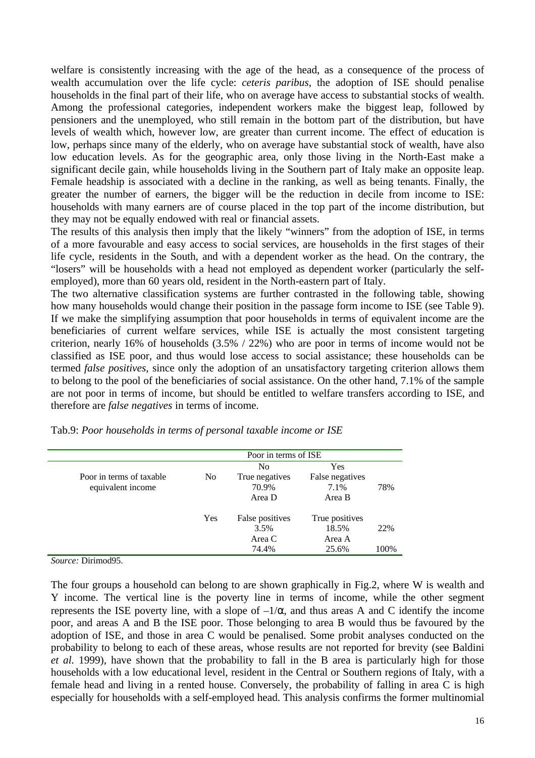welfare is consistently increasing with the age of the head, as a consequence of the process of wealth accumulation over the life cycle: *ceteris paribus*, the adoption of ISE should penalise households in the final part of their life, who on average have access to substantial stocks of wealth. Among the professional categories, independent workers make the biggest leap, followed by pensioners and the unemployed, who still remain in the bottom part of the distribution, but have levels of wealth which, however low, are greater than current income. The effect of education is low, perhaps since many of the elderly, who on average have substantial stock of wealth, have also low education levels. As for the geographic area, only those living in the North-East make a significant decile gain, while households living in the Southern part of Italy make an opposite leap. Female headship is associated with a decline in the ranking, as well as being tenants. Finally, the greater the number of earners, the bigger will be the reduction in decile from income to ISE: households with many earners are of course placed in the top part of the income distribution, but they may not be equally endowed with real or financial assets.

The results of this analysis then imply that the likely "winners" from the adoption of ISE, in terms of a more favourable and easy access to social services, are households in the first stages of their life cycle, residents in the South, and with a dependent worker as the head. On the contrary, the "losers" will be households with a head not employed as dependent worker (particularly the self-employed), more than 60 years old, resident in the North-eastern part of Italy.

The two alternative classification systems are further contrasted in the following table, showing how many households would change their position in the passage form income to ISE (see Table 9). If we make the simplifying assumption that poor households in terms of equivalent income are the beneficiaries of current welfare services, while ISE is actually the most consistent targeting criterion, nearly 16% of households (3.5% / 22%) who are poor in terms of income would not be classified as ISE poor, and thus would lose access to social assistance; these households can be termed *false positives*, since only the adoption of an unsatisfactory targeting criterion allows them to belong to the pool of the beneficiaries of social assistance. On the other hand, 7.1% of the sample are not poor in terms of income, but should be entitled to welfare transfers according to ISE, and therefore are *false negatives* in terms of income.

Tab.9: *Poor households in terms of personal taxable income or ISE*

| | | Poor in terms of ISE | | |
|---|---|---|---|---|
| | | No | Yes | |
| Poor in terms of taxable equivalent income | No | True negatives<br>70.9%<br>Area D | False negatives<br>7.1%<br>Area B | 78% |
| | Yes | False positives<br>3.5%<br>Area C | True positives<br>18.5%<br>Area A | 22% |
| | | 74.4% | 25.6% | 100% |

*Source:* Dirimod95.

The four groups a household can belong to are shown graphically in Fig.2, where W is wealth and Y income. The vertical line is the poverty line in terms of income, while the other segment represents the ISE poverty line, with a slope of $-1/\alpha$, and thus areas A and C identify the income poor, and areas A and B the ISE poor. Those belonging to area B would thus be favoured by the adoption of ISE, and those in area C would be penalised. Some probit analyses conducted on the probability to belong to each of these areas, whose results are not reported for brevity (see Baldini *et al.* 1999), have shown that the probability to fall in the B area is particularly high for those households with a low educational level, resident in the Central or Southern regions of Italy, with a female head and living in a rented house. Conversely, the probability of falling in area C is high especially for households with a self-employed head. This analysis confirms the former multinomial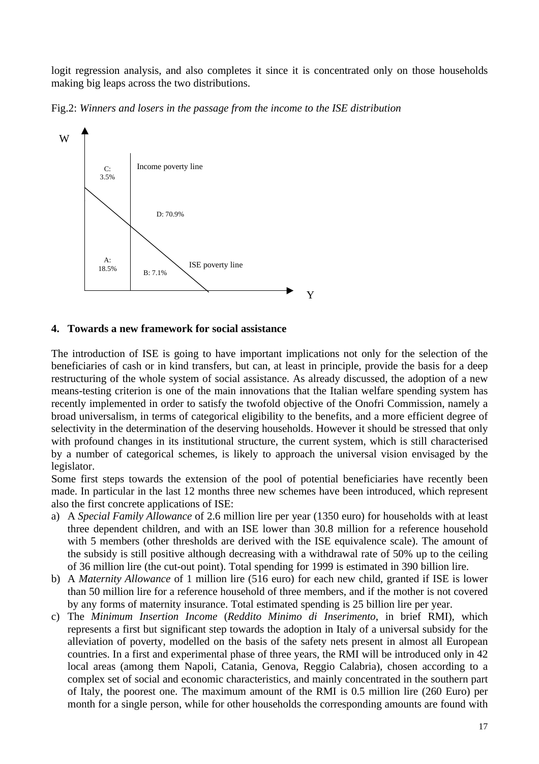logit regression analysis, and also completes it since it is concentrated only on those households making big leaps across the two distributions.

Fig.2: *Winners and losers in the passage from the income to the ISE distribution*

W

C: 3.5%

Income poverty line

D: 70.9%

A: 18.5%

B: 7.1%

ISE poverty line

Y

## 4. Towards a new framework for social assistance

The introduction of ISE is going to have important implications not only for the selection of the beneficiaries of cash or in kind transfers, but can, at least in principle, provide the basis for a deep restructuring of the whole system of social assistance. As already discussed, the adoption of a new means-testing criterion is one of the main innovations that the Italian welfare spending system has recently implemented in order to satisfy the twofold objective of the Onofri Commission, namely a broad universalism, in terms of categorical eligibility to the benefits, and a more efficient degree of selectivity in the determination of the deserving households. However it should be stressed that only with profound changes in its institutional structure, the current system, which is still characterised by a number of categorical schemes, is likely to approach the universal vision envisaged by the legislator.

Some first steps towards the extension of the pool of potential beneficiaries have recently been made. In particular in the last 12 months three new schemes have been introduced, which represent also the first concrete applications of ISE:

a) A *Special Family Allowance* of 2.6 million lire per year (1350 euro) for households with at least three dependent children, and with an ISE lower than 30.8 million for a reference household with 5 members (other thresholds are derived with the ISE equivalence scale). The amount of the subsidy is still positive although decreasing with a withdrawal rate of 50% up to the ceiling of 36 million lire (the cut-out point). Total spending for 1999 is estimated in 390 billion lire.
b) A *Maternity Allowance* of 1 million lire (516 euro) for each new child, granted if ISE is lower than 50 million lire for a reference household of three members, and if the mother is not covered by any forms of maternity insurance. Total estimated spending is 25 billion lire per year.
c) The *Minimum Insertion Income* (*Reddito Minimo di Inserimento*, in brief RMI), which represents a first but significant step towards the adoption in Italy of a universal subsidy for the alleviation of poverty, modelled on the basis of the safety nets present in almost all European countries. In a first and experimental phase of three years, the RMI will be introduced only in 42 local areas (among them Napoli, Catania, Genova, Reggio Calabria), chosen according to a complex set of social and economic characteristics, and mainly concentrated in the southern part of Italy, the poorest one. The maximum amount of the RMI is 0.5 million lire (260 Euro) per month for a single person, while for other households the corresponding amounts are found with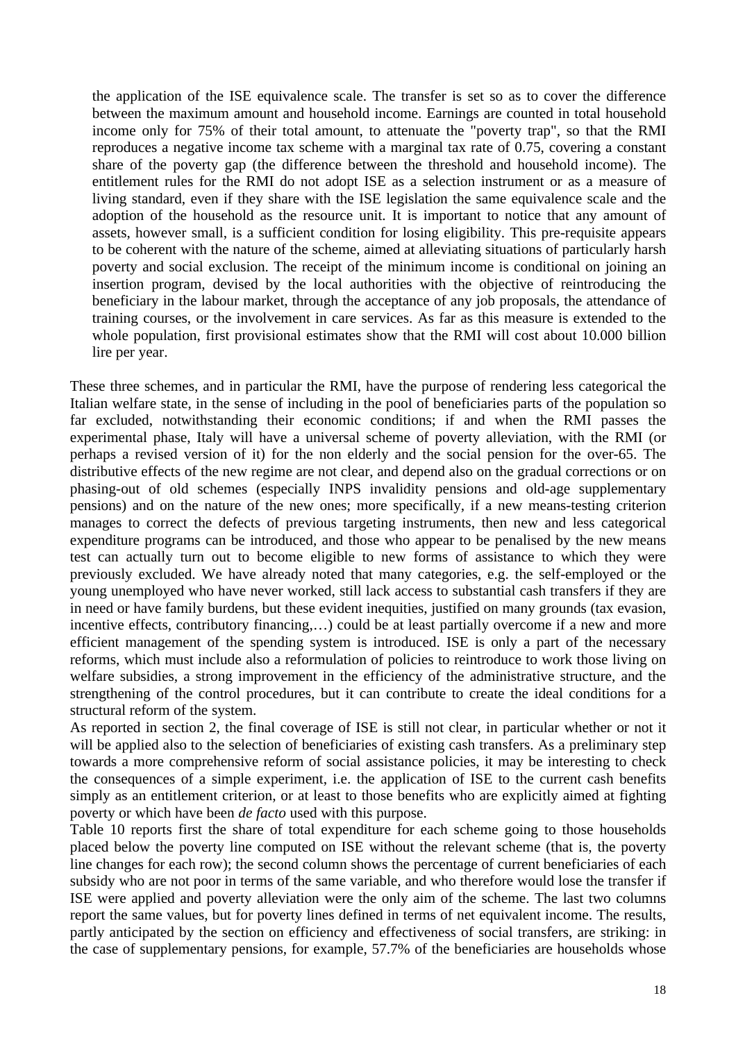the application of the ISE equivalence scale. The transfer is set so as to cover the difference between the maximum amount and household income. Earnings are counted in total household income only for 75% of their total amount, to attenuate the "poverty trap", so that the RMI reproduces a negative income tax scheme with a marginal tax rate of 0.75, covering a constant share of the poverty gap (the difference between the threshold and household income). The entitlement rules for the RMI do not adopt ISE as a selection instrument or as a measure of living standard, even if they share with the ISE legislation the same equivalence scale and the adoption of the household as the resource unit. It is important to notice that any amount of assets, however small, is a sufficient condition for losing eligibility. This pre-requisite appears to be coherent with the nature of the scheme, aimed at alleviating situations of particularly harsh poverty and social exclusion. The receipt of the minimum income is conditional on joining an insertion program, devised by the local authorities with the objective of reintroducing the beneficiary in the labour market, through the acceptance of any job proposals, the attendance of training courses, or the involvement in care services. As far as this measure is extended to the whole population, first provisional estimates show that the RMI will cost about 10.000 billion lire per year.

These three schemes, and in particular the RMI, have the purpose of rendering less categorical the Italian welfare state, in the sense of including in the pool of beneficiaries parts of the population so far excluded, notwithstanding their economic conditions; if and when the RMI passes the experimental phase, Italy will have a universal scheme of poverty alleviation, with the RMI (or perhaps a revised version of it) for the non elderly and the social pension for the over-65. The distributive effects of the new regime are not clear, and depend also on the gradual corrections or on phasing-out of old schemes (especially INPS invalidity pensions and old-age supplementary pensions) and on the nature of the new ones; more specifically, if a new means-testing criterion manages to correct the defects of previous targeting instruments, then new and less categorical expenditure programs can be introduced, and those who appear to be penalised by the new means test can actually turn out to become eligible to new forms of assistance to which they were previously excluded. We have already noted that many categories, e.g. the self-employed or the young unemployed who have never worked, still lack access to substantial cash transfers if they are in need or have family burdens, but these evident inequities, justified on many grounds (tax evasion, incentive effects, contributory financing,…) could be at least partially overcome if a new and more efficient management of the spending system is introduced. ISE is only a part of the necessary reforms, which must include also a reformulation of policies to reintroduce to work those living on welfare subsidies, a strong improvement in the efficiency of the administrative structure, and the strengthening of the control procedures, but it can contribute to create the ideal conditions for a structural reform of the system.

As reported in section 2, the final coverage of ISE is still not clear, in particular whether or not it will be applied also to the selection of beneficiaries of existing cash transfers. As a preliminary step towards a more comprehensive reform of social assistance policies, it may be interesting to check the consequences of a simple experiment, i.e. the application of ISE to the current cash benefits simply as an entitlement criterion, or at least to those benefits who are explicitly aimed at fighting poverty or which have been *de facto* used with this purpose.

Table 10 reports first the share of total expenditure for each scheme going to those households placed below the poverty line computed on ISE without the relevant scheme (that is, the poverty line changes for each row); the second column shows the percentage of current beneficiaries of each subsidy who are not poor in terms of the same variable, and who therefore would lose the transfer if ISE were applied and poverty alleviation were the only aim of the scheme. The last two columns report the same values, but for poverty lines defined in terms of net equivalent income. The results, partly anticipated by the section on efficiency and effectiveness of social transfers, are striking: in the case of supplementary pensions, for example, 57.7% of the beneficiaries are households whose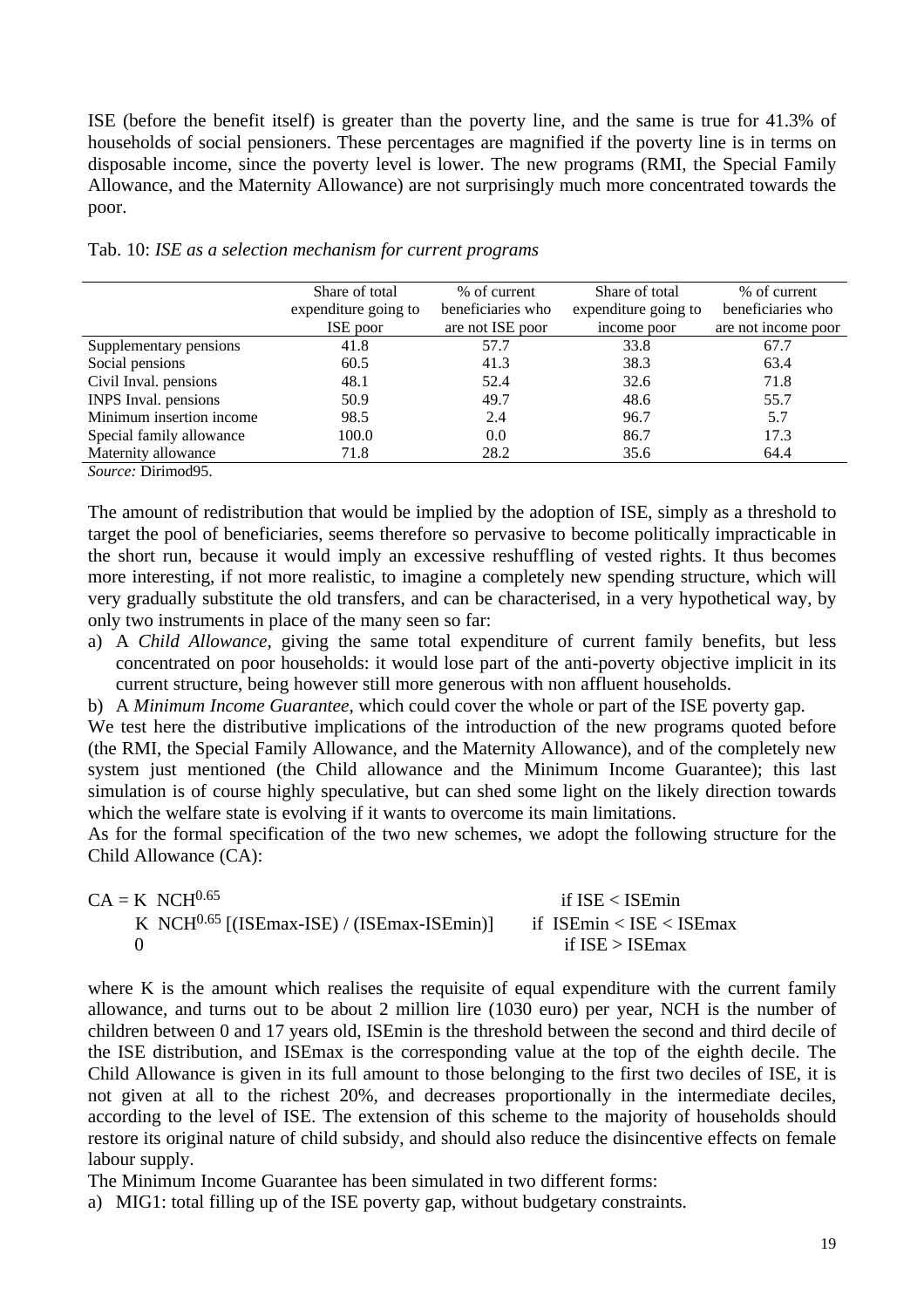ISE (before the benefit itself) is greater than the poverty line, and the same is true for 41.3% of households of social pensioners. These percentages are magnified if the poverty line is in terms on disposable income, since the poverty level is lower. The new programs (RMI, the Special Family Allowance, and the Maternity Allowance) are not surprisingly much more concentrated towards the poor.

Tab. 10: *ISE as a selection mechanism for current programs*

| | Share of total expenditure going to ISE poor | % of current beneficiaries who are not ISE poor | Share of total expenditure going to income poor | % of current beneficiaries who are not income poor |
|---|---|---|---|---|
| Supplementary pensions | 41.8 | 57.7 | 33.8 | 67.7 |
| Social pensions | 60.5 | 41.3 | 38.3 | 63.4 |
| Civil Inval. pensions | 48.1 | 52.4 | 32.6 | 71.8 |
| INPS Inval. pensions | 50.9 | 49.7 | 48.6 | 55.7 |
| Minimum insertion income | 98.5 | 2.4 | 96.7 | 5.7 |
| Special family allowance | 100.0 | 0.0 | 86.7 | 17.3 |
| Maternity allowance | 71.8 | 28.2 | 35.6 | 64.4 |

*Source:* Dirimod95.

The amount of redistribution that would be implied by the adoption of ISE, simply as a threshold to target the pool of beneficiaries, seems therefore so pervasive to become politically impracticable in the short run, because it would imply an excessive reshuffling of vested rights. It thus becomes more interesting, if not more realistic, to imagine a completely new spending structure, which will very gradually substitute the old transfers, and can be characterised, in a very hypothetical way, by only two instruments in place of the many seen so far:

a) A *Child Allowance*, giving the same total expenditure of current family benefits, but less concentrated on poor households: it would lose part of the anti-poverty objective implicit in its current structure, being however still more generous with non affluent households.
b) A *Minimum Income Guarantee*, which could cover the whole or part of the ISE poverty gap.

We test here the distributive implications of the introduction of the new programs quoted before (the RMI, the Special Family Allowance, and the Maternity Allowance), and of the completely new system just mentioned (the Child allowance and the Minimum Income Guarantee); this last simulation is of course highly speculative, but can shed some light on the likely direction towards which the welfare state is evolving if it wants to overcome its main limitations.

As for the formal specification of the two new schemes, we adopt the following structure for the Child Allowance (CA):

$$
CA = \begin{cases} K \; NCH^{0.65} & \text{if } ISE < ISEmin \\ K \; NCH^{0.65} \left[ (ISEmax - ISE) / (ISEmax - ISEmin) \right] & \text{if } ISEmin < ISE < ISEmax \\ 0 & \text{if } ISE > ISEmax \end{cases}
$$

where K is the amount which realises the requisite of equal expenditure with the current family allowance, and turns out to be about 2 million lire (1030 euro) per year, NCH is the number of children between 0 and 17 years old, ISEmin is the threshold between the second and third decile of the ISE distribution, and ISEmax is the corresponding value at the top of the eighth decile. The Child Allowance is given in its full amount to those belonging to the first two deciles of ISE, it is not given at all to the richest 20%, and decreases proportionally in the intermediate deciles, according to the level of ISE. The extension of this scheme to the majority of households should restore its original nature of child subsidy, and should also reduce the disincentive effects on female labour supply.

The Minimum Income Guarantee has been simulated in two different forms:

a) MIG1: total filling up of the ISE poverty gap, without budgetary constraints.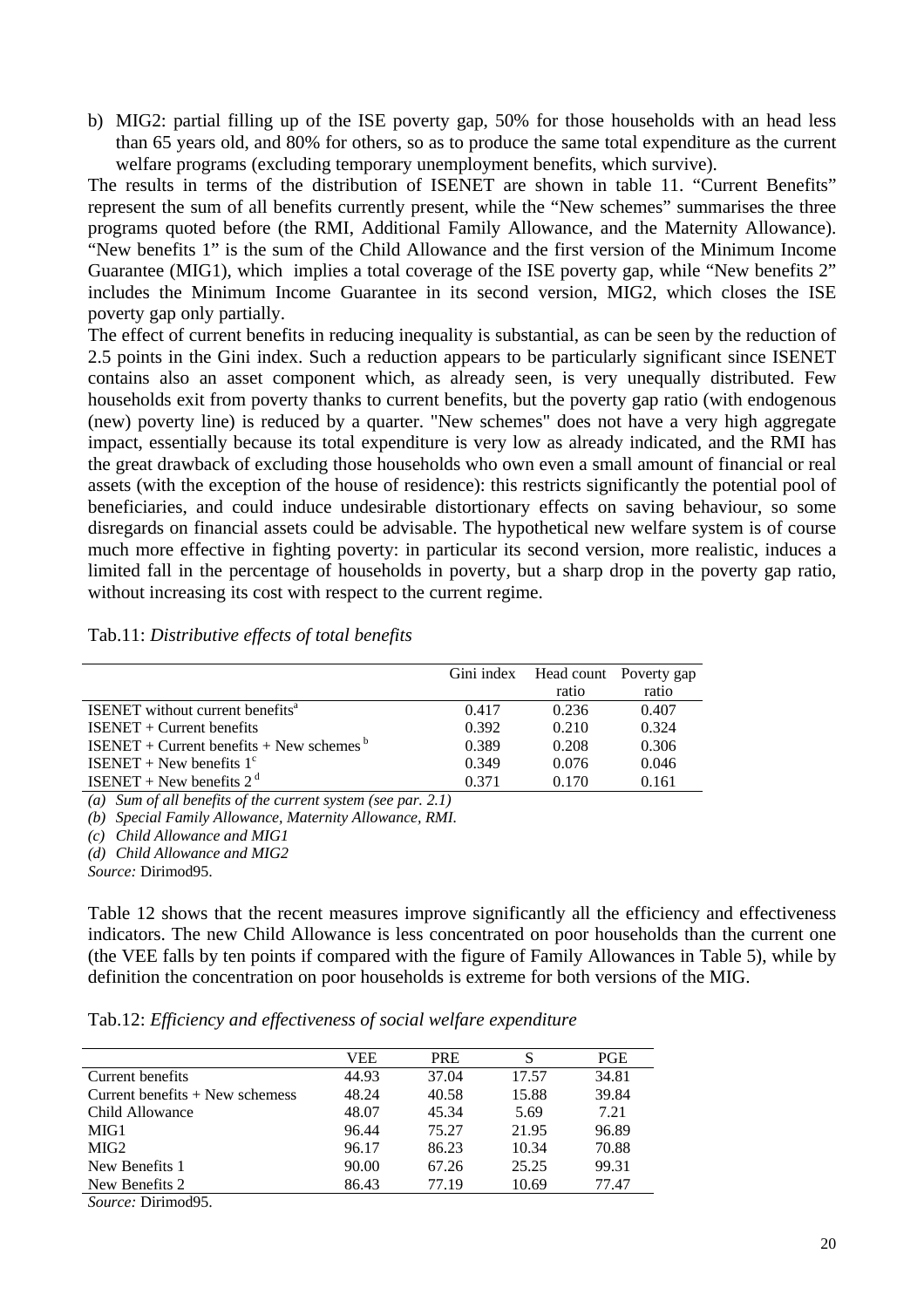b) MIG2: partial filling up of the ISE poverty gap, 50% for those households with an head less than 65 years old, and 80% for others, so as to produce the same total expenditure as the current welfare programs (excluding temporary unemployment benefits, which survive).

The results in terms of the distribution of ISENET are shown in table 11. "Current Benefits" represent the sum of all benefits currently present, while the "New schemes" summarises the three programs quoted before (the RMI, Additional Family Allowance, and the Maternity Allowance). "New benefits 1" is the sum of the Child Allowance and the first version of the Minimum Income Guarantee (MIG1), which implies a total coverage of the ISE poverty gap, while "New benefits 2" includes the Minimum Income Guarantee in its second version, MIG2, which closes the ISE poverty gap only partially.

The effect of current benefits in reducing inequality is substantial, as can be seen by the reduction of 2.5 points in the Gini index. Such a reduction appears to be particularly significant since ISENET contains also an asset component which, as already seen, is very unequally distributed. Few households exit from poverty thanks to current benefits, but the poverty gap ratio (with endogenous (new) poverty line) is reduced by a quarter. "New schemes" does not have a very high aggregate impact, essentially because its total expenditure is very low as already indicated, and the RMI has the great drawback of excluding those households who own even a small amount of financial or real assets (with the exception of the house of residence): this restricts significantly the potential pool of beneficiaries, and could induce undesirable distortionary effects on saving behaviour, so some disregards on financial assets could be advisable. The hypothetical new welfare system is of course much more effective in fighting poverty: in particular its second version, more realistic, induces a limited fall in the percentage of households in poverty, but a sharp drop in the poverty gap ratio, without increasing its cost with respect to the current regime.

Tab.11: *Distributive effects of total benefits*

| | Gini index | Head count ratio | Poverty gap ratio |
|---|---|---|---|
| ISENET without current benefits[a] | 0.417 | 0.236 | 0.407 |
| ISENET + Current benefits | 0.392 | 0.210 | 0.324 |
| ISENET + Current benefits + New schemes [b] | 0.389 | 0.208 | 0.306 |
| ISENET + New benefits 1[c] | 0.349 | 0.076 | 0.046 |
| ISENET + New benefits 2 [d] | 0.371 | 0.170 | 0.161 |

*(a) Sum of all benefits of the current system (see par. 2.1)*
*(b) Special Family Allowance, Maternity Allowance, RMI.*
*(c) Child Allowance and MIG1*
*(d) Child Allowance and MIG2*
*Source:* Dirimod95.

Table 12 shows that the recent measures improve significantly all the efficiency and effectiveness indicators. The new Child Allowance is less concentrated on poor households than the current one (the VEE falls by ten points if compared with the figure of Family Allowances in Table 5), while by definition the concentration on poor households is extreme for both versions of the MIG.

Tab.12: *Efficiency and effectiveness of social welfare expenditure*

| | VEE | PRE | S | PGE |
|---|---|---|---|---|
| Current benefits | 44.93 | 37.04 | 17.57 | 34.81 |
| Current benefits + New schemess | 48.24 | 40.58 | 15.88 | 39.84 |
| Child Allowance | 48.07 | 45.34 | 5.69 | 7.21 |
| MIG1 | 96.44 | 75.27 | 21.95 | 96.89 |
| MIG2 | 96.17 | 86.23 | 10.34 | 70.88 |
| New Benefits 1 | 90.00 | 67.26 | 25.25 | 99.31 |
| New Benefits 2 | 86.43 | 77.19 | 10.69 | 77.47 |

*Source:* Dirimod95.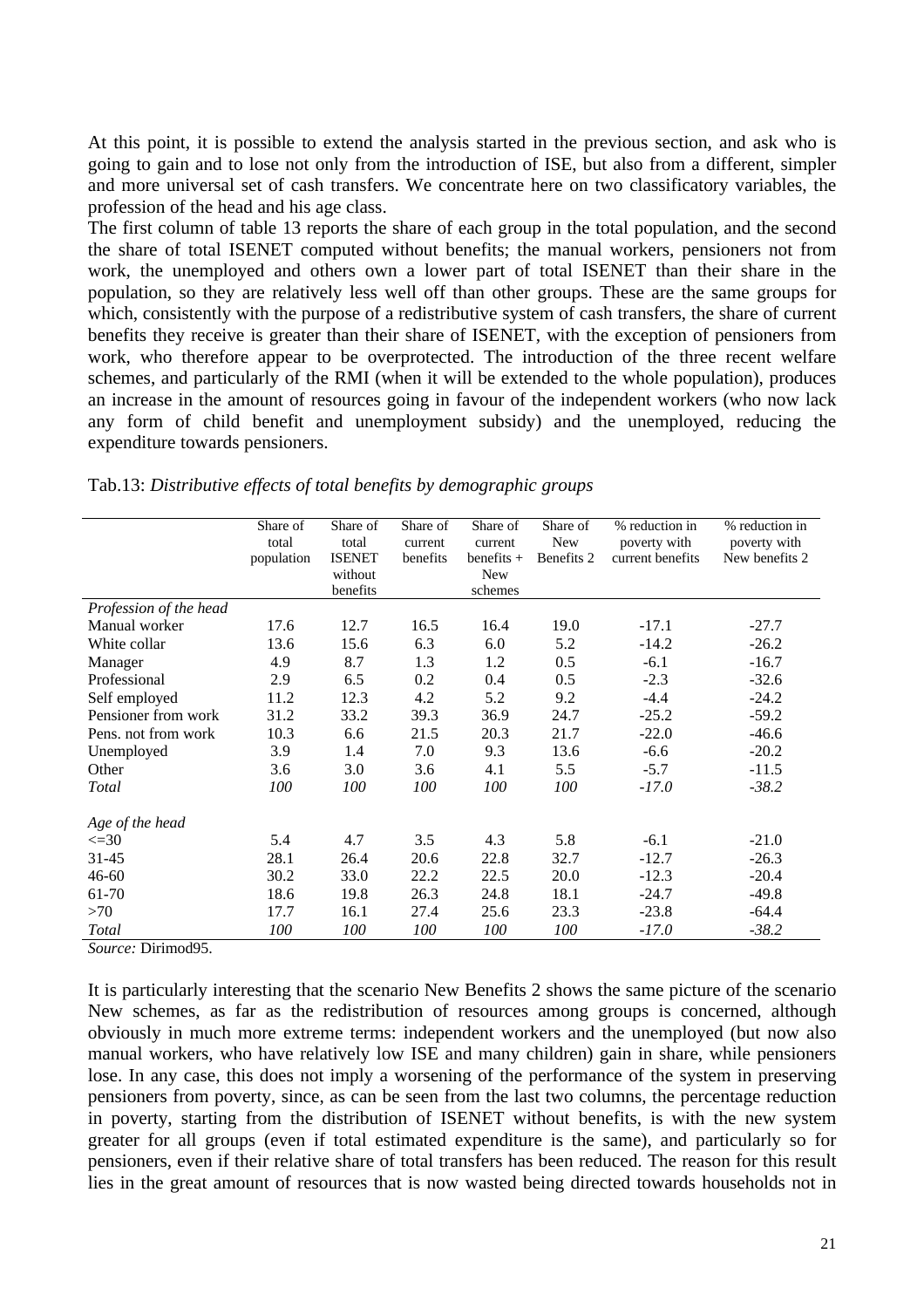At this point, it is possible to extend the analysis started in the previous section, and ask who is going to gain and to lose not only from the introduction of ISE, but also from a different, simpler and more universal set of cash transfers. We concentrate here on two classificatory variables, the profession of the head and his age class.

The first column of table 13 reports the share of each group in the total population, and the second the share of total ISENET computed without benefits; the manual workers, pensioners not from work, the unemployed and others own a lower part of total ISENET than their share in the population, so they are relatively less well off than other groups. These are the same groups for which, consistently with the purpose of a redistributive system of cash transfers, the share of current benefits they receive is greater than their share of ISENET, with the exception of pensioners from work, who therefore appear to be overprotected. The introduction of the three recent welfare schemes, and particularly of the RMI (when it will be extended to the whole population), produces an increase in the amount of resources going in favour of the independent workers (who now lack any form of child benefit and unemployment subsidy) and the unemployed, reducing the expenditure towards pensioners.

Tab.13: *Distributive effects of total benefits by demographic groups*

| | Share of total population | Share of total ISENET without benefits | Share of current benefits | Share of current benefits + New schemes | Share of New Benefits 2 | % reduction in poverty with current benefits | % reduction in poverty with New benefits 2 |
|---|---|---|---|---|---|---|---|
| *Profession of the head* | | | | | | | |
| Manual worker | 17.6 | 12.7 | 16.5 | 16.4 | 19.0 | -17.1 | -27.7 |
| White collar | 13.6 | 15.6 | 6.3 | 6.0 | 5.2 | -14.2 | -26.2 |
| Manager | 4.9 | 8.7 | 1.3 | 1.2 | 0.5 | -6.1 | -16.7 |
| Professional | 2.9 | 6.5 | 0.2 | 0.4 | 0.5 | -2.3 | -32.6 |
| Self employed | 11.2 | 12.3 | 4.2 | 5.2 | 9.2 | -4.4 | -24.2 |
| Pensioner from work | 31.2 | 33.2 | 39.3 | 36.9 | 24.7 | -25.2 | -59.2 |
| Pens. not from work | 10.3 | 6.6 | 21.5 | 20.3 | 21.7 | -22.0 | -46.6 |
| Unemployed | 3.9 | 1.4 | 7.0 | 9.3 | 13.6 | -6.6 | -20.2 |
| Other | 3.6 | 3.0 | 3.6 | 4.1 | 5.5 | -5.7 | -11.5 |
| *Total* | *100* | *100* | *100* | *100* | *100* | *-17.0* | *-38.2* |
| *Age of the head* | | | | | | | |
| <=30 | 5.4 | 4.7 | 3.5 | 4.3 | 5.8 | -6.1 | -21.0 |
| 31-45 | 28.1 | 26.4 | 20.6 | 22.8 | 32.7 | -12.7 | -26.3 |
| 46-60 | 30.2 | 33.0 | 22.2 | 22.5 | 20.0 | -12.3 | -20.4 |
| 61-70 | 18.6 | 19.8 | 26.3 | 24.8 | 18.1 | -24.7 | -49.8 |
| >70 | 17.7 | 16.1 | 27.4 | 25.6 | 23.3 | -23.8 | -64.4 |
| *Total* | *100* | *100* | *100* | *100* | *100* | *-17.0* | *-38.2* |

*Source:* Dirimod95.

It is particularly interesting that the scenario New Benefits 2 shows the same picture of the scenario New schemes, as far as the redistribution of resources among groups is concerned, although obviously in much more extreme terms: independent workers and the unemployed (but now also manual workers, who have relatively low ISE and many children) gain in share, while pensioners lose. In any case, this does not imply a worsening of the performance of the system in preserving pensioners from poverty, since, as can be seen from the last two columns, the percentage reduction in poverty, starting from the distribution of ISENET without benefits, is with the new system greater for all groups (even if total estimated expenditure is the same), and particularly so for pensioners, even if their relative share of total transfers has been reduced. The reason for this result lies in the great amount of resources that is now wasted being directed towards households not in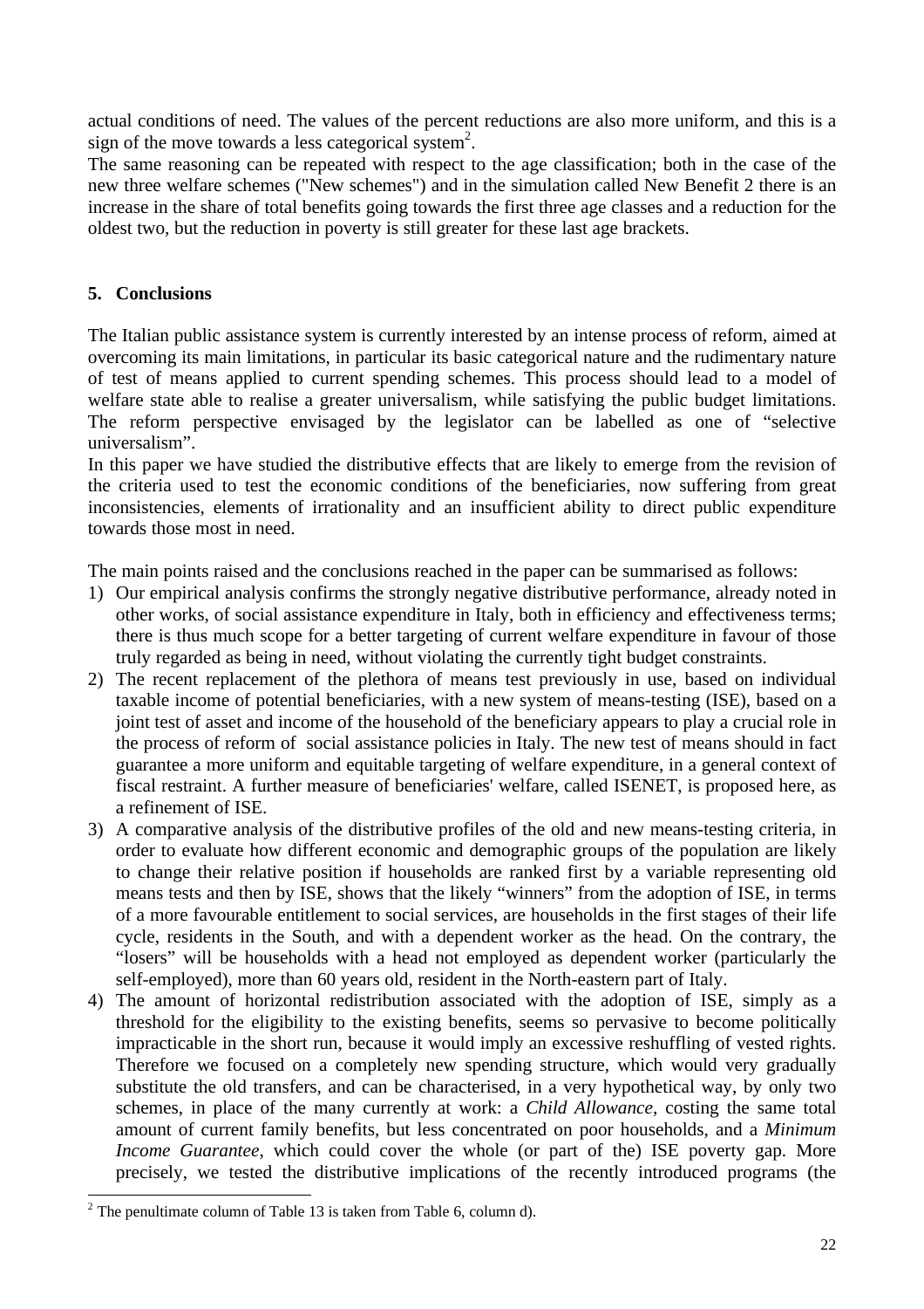actual conditions of need. The values of the percent reductions are also more uniform, and this is a sign of the move towards a less categorical system[2].

The same reasoning can be repeated with respect to the age classification; both in the case of the new three welfare schemes ("New schemes") and in the simulation called New Benefit 2 there is an increase in the share of total benefits going towards the first three age classes and a reduction for the oldest two, but the reduction in poverty is still greater for these last age brackets.

## 5. Conclusions

The Italian public assistance system is currently interested by an intense process of reform, aimed at overcoming its main limitations, in particular its basic categorical nature and the rudimentary nature of test of means applied to current spending schemes. This process should lead to a model of welfare state able to realise a greater universalism, while satisfying the public budget limitations. The reform perspective envisaged by the legislator can be labelled as one of "selective universalism".

In this paper we have studied the distributive effects that are likely to emerge from the revision of the criteria used to test the economic conditions of the beneficiaries, now suffering from great inconsistencies, elements of irrationality and an insufficient ability to direct public expenditure towards those most in need.

The main points raised and the conclusions reached in the paper can be summarised as follows:

1) Our empirical analysis confirms the strongly negative distributive performance, already noted in other works, of social assistance expenditure in Italy, both in efficiency and effectiveness terms; there is thus much scope for a better targeting of current welfare expenditure in favour of those truly regarded as being in need, without violating the currently tight budget constraints.
2) The recent replacement of the plethora of means test previously in use, based on individual taxable income of potential beneficiaries, with a new system of means-testing (ISE), based on a joint test of asset and income of the household of the beneficiary appears to play a crucial role in the process of reform of social assistance policies in Italy. The new test of means should in fact guarantee a more uniform and equitable targeting of welfare expenditure, in a general context of fiscal restraint. A further measure of beneficiaries' welfare, called ISENET, is proposed here, as a refinement of ISE.
3) A comparative analysis of the distributive profiles of the old and new means-testing criteria, in order to evaluate how different economic and demographic groups of the population are likely to change their relative position if households are ranked first by a variable representing old means tests and then by ISE, shows that the likely "winners" from the adoption of ISE, in terms of a more favourable entitlement to social services, are households in the first stages of their life cycle, residents in the South, and with a dependent worker as the head. On the contrary, the "losers" will be households with a head not employed as dependent worker (particularly the self-employed), more than 60 years old, resident in the North-eastern part of Italy.
4) The amount of horizontal redistribution associated with the adoption of ISE, simply as a threshold for the eligibility to the existing benefits, seems so pervasive to become politically impracticable in the short run, because it would imply an excessive reshuffling of vested rights. Therefore we focused on a completely new spending structure, which would very gradually substitute the old transfers, and can be characterised, in a very hypothetical way, by only two schemes, in place of the many currently at work: a *Child Allowance*, costing the same total amount of current family benefits, but less concentrated on poor households, and a *Minimum Income Guarantee*, which could cover the whole (or part of the) ISE poverty gap. More precisely, we tested the distributive implications of the recently introduced programs (the

[2] The penultimate column of Table 13 is taken from Table 6, column d).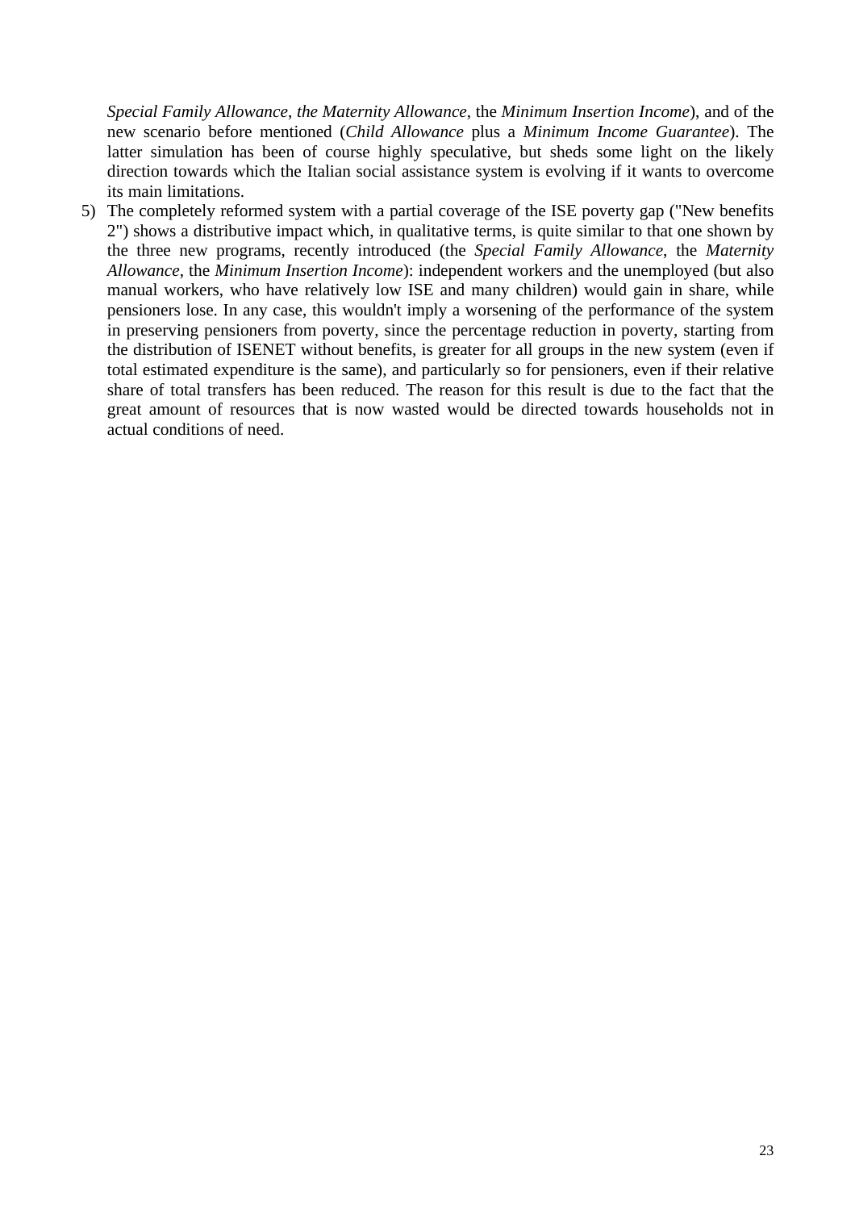*Special Family Allowance*, *the Maternity Allowance*, the *Minimum Insertion Income*), and of the new scenario before mentioned (*Child Allowance* plus a *Minimum Income Guarantee*). The latter simulation has been of course highly speculative, but sheds some light on the likely direction towards which the Italian social assistance system is evolving if it wants to overcome its main limitations.

5) The completely reformed system with a partial coverage of the ISE poverty gap ("New benefits 2") shows a distributive impact which, in qualitative terms, is quite similar to that one shown by the three new programs, recently introduced (the *Special Family Allowance*, the *Maternity Allowance*, the *Minimum Insertion Income*): independent workers and the unemployed (but also manual workers, who have relatively low ISE and many children) would gain in share, while pensioners lose. In any case, this wouldn't imply a worsening of the performance of the system in preserving pensioners from poverty, since the percentage reduction in poverty, starting from the distribution of ISENET without benefits, is greater for all groups in the new system (even if total estimated expenditure is the same), and particularly so for pensioners, even if their relative share of total transfers has been reduced. The reason for this result is due to the fact that the great amount of resources that is now wasted would be directed towards households not in actual conditions of need.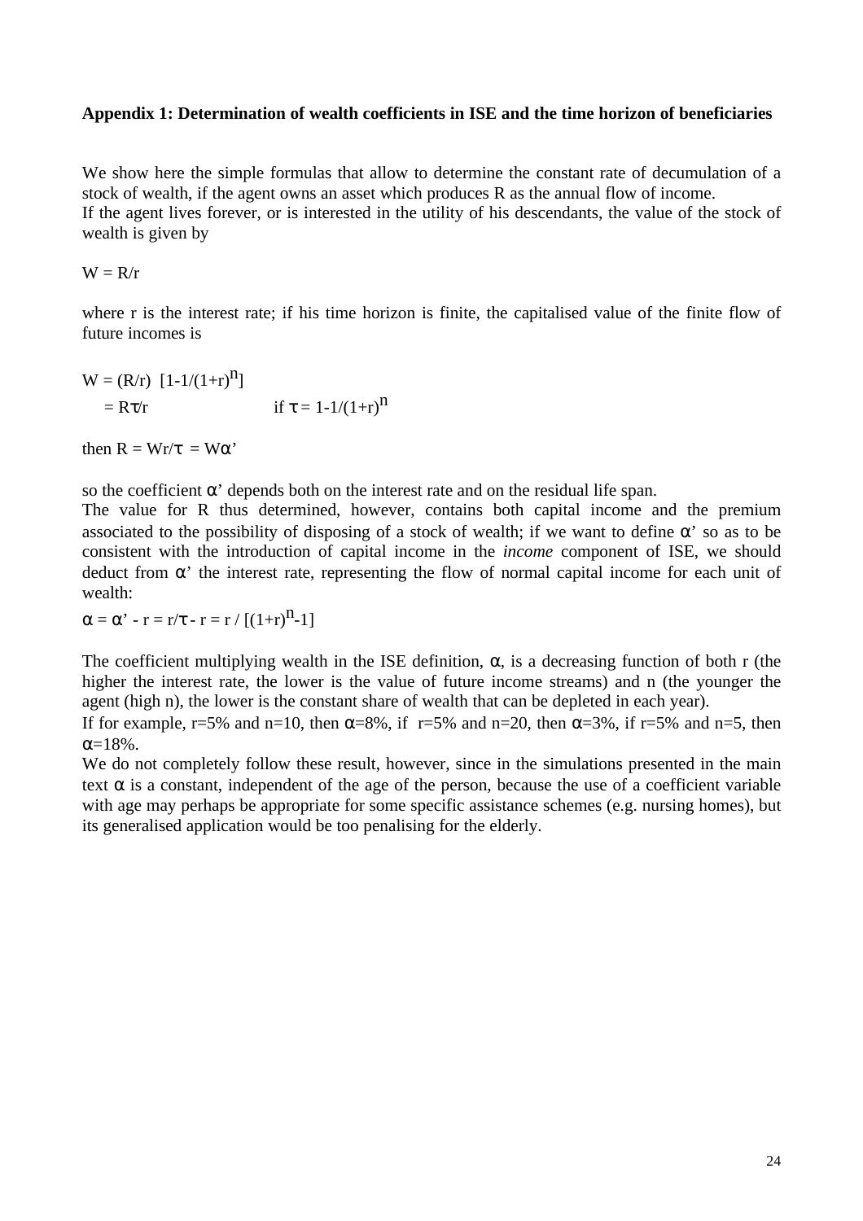**Appendix 1: Determination of wealth coefficients in ISE and the time horizon of beneficiaries**

We show here the simple formulas that allow to determine the constant rate of decumulation of a stock of wealth, if the agent owns an asset which produces R as the annual flow of income.
If the agent lives forever, or is interested in the utility of his descendants, the value of the stock of wealth is given by

$$W = R/r$$

where r is the interest rate; if his time horizon is finite, the capitalised value of the finite flow of future incomes is

$$W = (R/r)\ [1-1/(1+r)^n]$$
$$= R\tau/r \qquad \text{if } \tau = 1-1/(1+r)^n$$

then $R = Wr/\tau = W\alpha'$

so the coefficient $\alpha'$ depends both on the interest rate and on the residual life span.
The value for R thus determined, however, contains both capital income and the premium associated to the possibility of disposing of a stock of wealth; if we want to define $\alpha'$ so as to be consistent with the introduction of capital income in the *income* component of ISE, we should deduct from $\alpha'$ the interest rate, representing the flow of normal capital income for each unit of wealth:

$$\alpha = \alpha' - r = r/\tau - r = r / [(1+r)^n-1]$$

The coefficient multiplying wealth in the ISE definition, $\alpha$, is a decreasing function of both r (the higher the interest rate, the lower is the value of future income streams) and n (the younger the agent (high n), the lower is the constant share of wealth that can be depleted in each year).
If for example, r=5% and n=10, then $\alpha$=8%, if r=5% and n=20, then $\alpha$=3%, if r=5% and n=5, then $\alpha$=18%.
We do not completely follow these result, however, since in the simulations presented in the main text $\alpha$ is a constant, independent of the age of the person, because the use of a coefficient variable with age may perhaps be appropriate for some specific assistance schemes (e.g. nursing homes), but its generalised application would be too penalising for the elderly.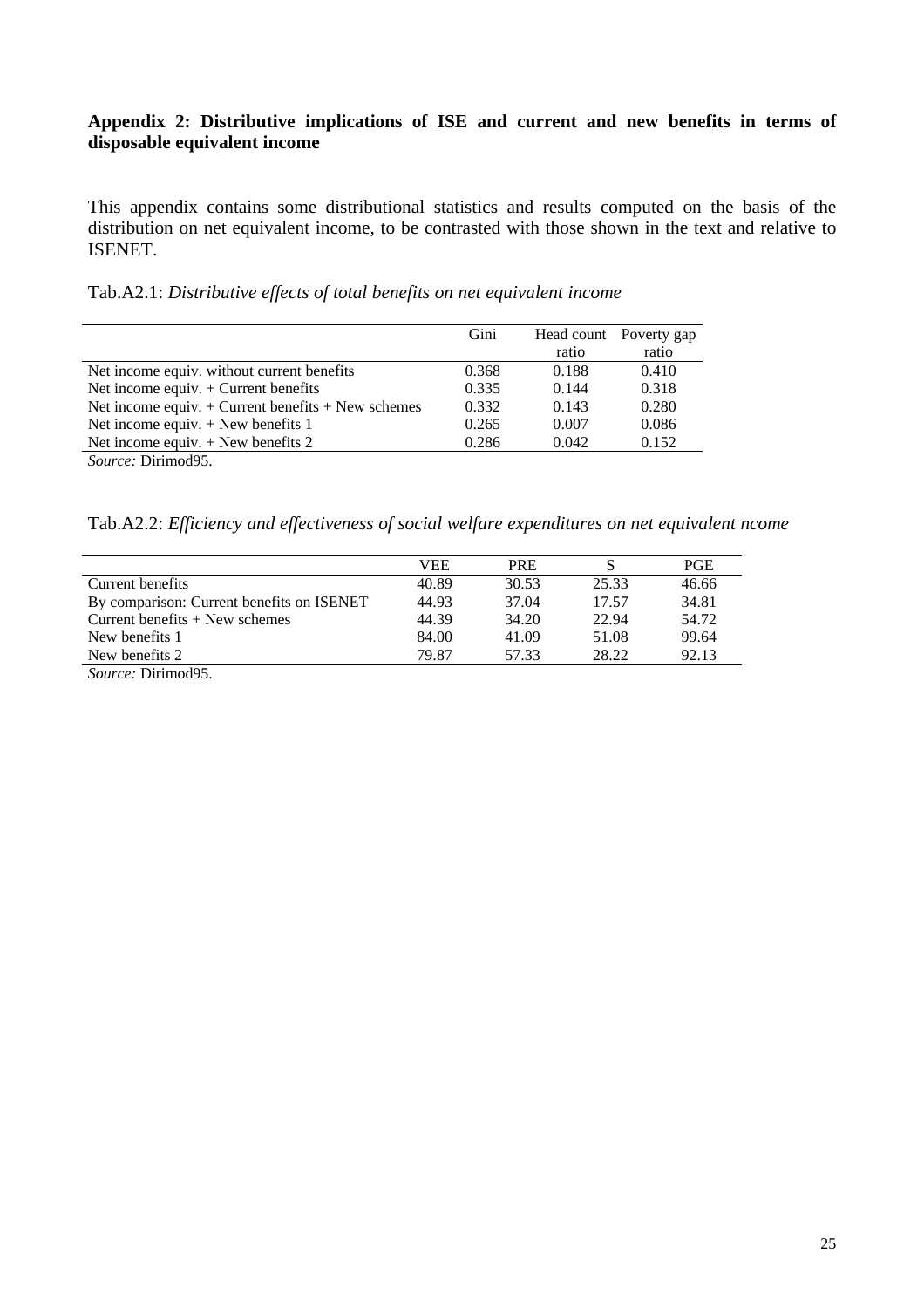**Appendix 2: Distributive implications of ISE and current and new benefits in terms of disposable equivalent income**

This appendix contains some distributional statistics and results computed on the basis of the distribution on net equivalent income, to be contrasted with those shown in the text and relative to ISENET.

Tab.A2.1: *Distributive effects of total benefits on net equivalent income*

| | Gini | Head count ratio | Poverty gap ratio |
|---|---|---|---|
| Net income equiv. without current benefits | 0.368 | 0.188 | 0.410 |
| Net income equiv. + Current benefits | 0.335 | 0.144 | 0.318 |
| Net income equiv. + Current benefits + New schemes | 0.332 | 0.143 | 0.280 |
| Net income equiv. + New benefits 1 | 0.265 | 0.007 | 0.086 |
| Net income equiv. + New benefits 2 | 0.286 | 0.042 | 0.152 |

*Source:* Dirimod95.

Tab.A2.2: *Efficiency and effectiveness of social welfare expenditures on net equivalent ncome*

| | VEE | PRE | S | PGE |
|---|---|---|---|---|
| Current benefits | 40.89 | 30.53 | 25.33 | 46.66 |
| By comparison: Current benefits on ISENET | 44.93 | 37.04 | 17.57 | 34.81 |
| Current benefits + New schemes | 44.39 | 34.20 | 22.94 | 54.72 |
| New benefits 1 | 84.00 | 41.09 | 51.08 | 99.64 |
| New benefits 2 | 79.87 | 57.33 | 28.22 | 92.13 |

*Source:* Dirimod95.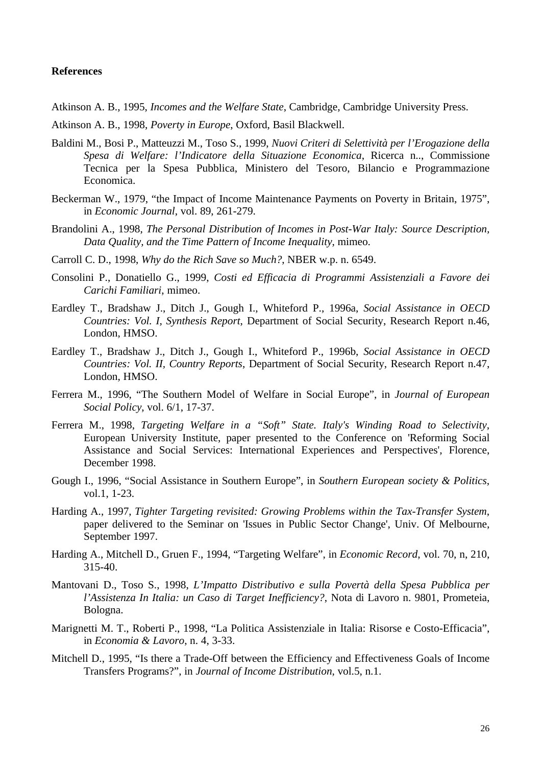**References**

Atkinson A. B., 1995, *Incomes and the Welfare State*, Cambridge, Cambridge University Press.

Atkinson A. B., 1998, *Poverty in Europe*, Oxford, Basil Blackwell.

Baldini M., Bosi P., Matteuzzi M., Toso S., 1999, *Nuovi Criteri di Selettività per l'Erogazione della Spesa di Welfare: l'Indicatore della Situazione Economica*, Ricerca n.., Commissione Tecnica per la Spesa Pubblica, Ministero del Tesoro, Bilancio e Programmazione Economica.

Beckerman W., 1979, "the Impact of Income Maintenance Payments on Poverty in Britain, 1975", in *Economic Journal*, vol. 89, 261-279.

Brandolini A., 1998, *The Personal Distribution of Incomes in Post-War Italy: Source Description, Data Quality, and the Time Pattern of Income Inequality*, mimeo.

Carroll C. D., 1998, *Why do the Rich Save so Much?*, NBER w.p. n. 6549.

Consolini P., Donatiello G., 1999, *Costi ed Efficacia di Programmi Assistenziali a Favore dei Carichi Familiari*, mimeo.

Eardley T., Bradshaw J., Ditch J., Gough I., Whiteford P., 1996a, *Social Assistance in OECD Countries: Vol. I, Synthesis Report*, Department of Social Security, Research Report n.46, London, HMSO.

Eardley T., Bradshaw J., Ditch J., Gough I., Whiteford P., 1996b, *Social Assistance in OECD Countries: Vol. II, Country Reports*, Department of Social Security, Research Report n.47, London, HMSO.

Ferrera M., 1996, "The Southern Model of Welfare in Social Europe", in *Journal of European Social Policy*, vol. 6/1, 17-37.

Ferrera M., 1998, *Targeting Welfare in a "Soft" State. Italy's Winding Road to Selectivity*, European University Institute, paper presented to the Conference on 'Reforming Social Assistance and Social Services: International Experiences and Perspectives', Florence, December 1998.

Gough I., 1996, "Social Assistance in Southern Europe", in *Southern European society & Politics*, vol.1, 1-23.

Harding A., 1997, *Tighter Targeting revisited: Growing Problems within the Tax-Transfer System*, paper delivered to the Seminar on 'Issues in Public Sector Change', Univ. Of Melbourne, September 1997.

Harding A., Mitchell D., Gruen F., 1994, "Targeting Welfare", in *Economic Record*, vol. 70, n, 210, 315-40.

Mantovani D., Toso S., 1998, *L'Impatto Distributivo e sulla Povertà della Spesa Pubblica per l'Assistenza In Italia: un Caso di Target Inefficiency?*, Nota di Lavoro n. 9801, Prometeia, Bologna.

Marignetti M. T., Roberti P., 1998, "La Politica Assistenziale in Italia: Risorse e Costo-Efficacia", in *Economia & Lavoro*, n. 4, 3-33.

Mitchell D., 1995, "Is there a Trade-Off between the Efficiency and Effectiveness Goals of Income Transfers Programs?", in *Journal of Income Distribution*, vol.5, n.1.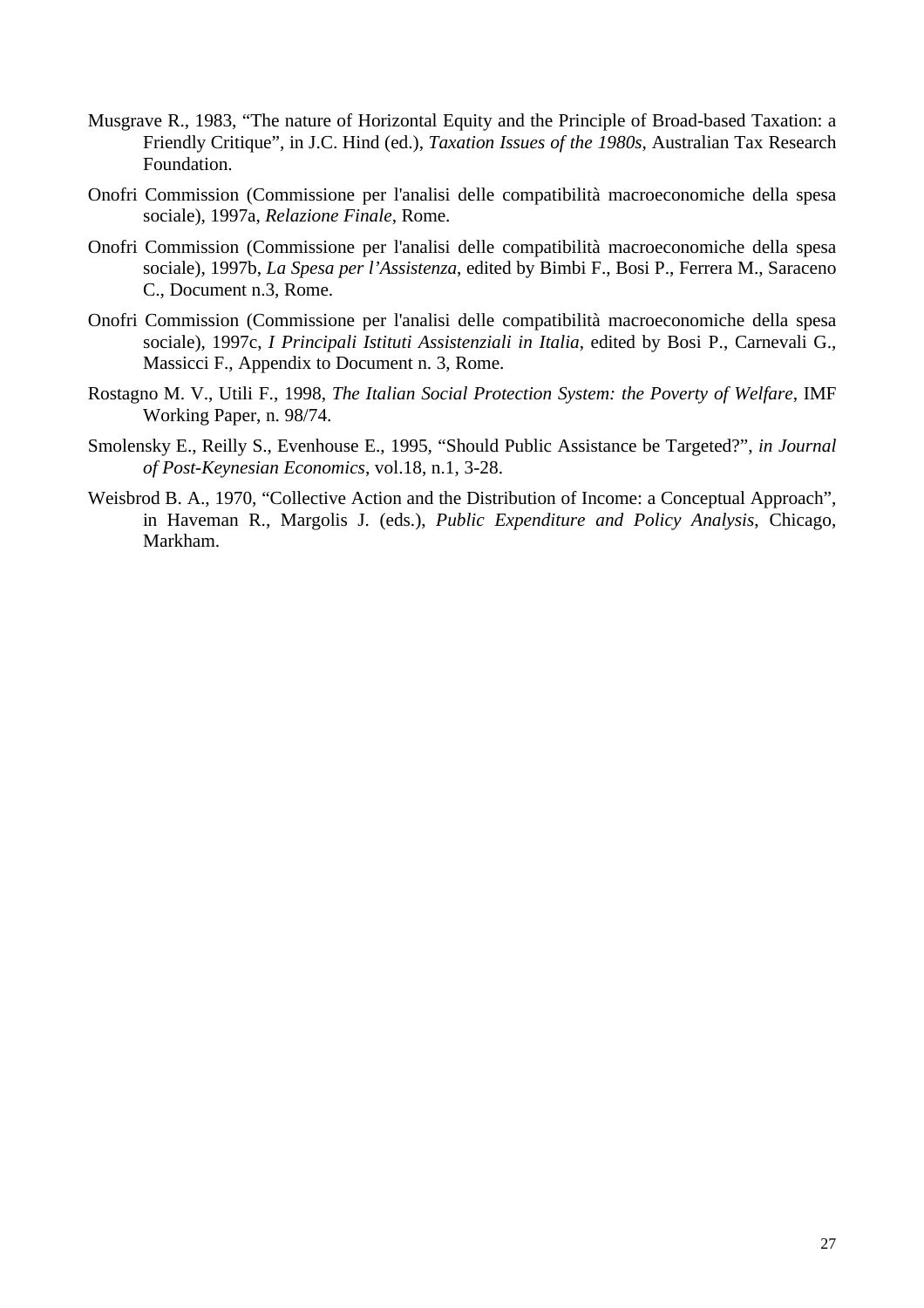Musgrave R., 1983, “The nature of Horizontal Equity and the Principle of Broad-based Taxation: a Friendly Critique”, in J.C. Hind (ed.), *Taxation Issues of the 1980s*, Australian Tax Research Foundation.

Onofri Commission (Commissione per l'analisi delle compatibilità macroeconomiche della spesa sociale), 1997a, *Relazione Finale*, Rome.

Onofri Commission (Commissione per l'analisi delle compatibilità macroeconomiche della spesa sociale), 1997b, *La Spesa per l’Assistenza*, edited by Bimbi F., Bosi P., Ferrera M., Saraceno C., Document n.3, Rome.

Onofri Commission (Commissione per l'analisi delle compatibilità macroeconomiche della spesa sociale), 1997c, *I Principali Istituti Assistenziali in Italia*, edited by Bosi P., Carnevali G., Massicci F., Appendix to Document n. 3, Rome.

Rostagno M. V., Utili F., 1998, *The Italian Social Protection System: the Poverty of Welfare*, IMF Working Paper, n. 98/74.

Smolensky E., Reilly S., Evenhouse E., 1995, “Should Public Assistance be Targeted?”, *in Journal of Post-Keynesian Economics*, vol.18, n.1, 3-28.

Weisbrod B. A., 1970, “Collective Action and the Distribution of Income: a Conceptual Approach”, in Haveman R., Margolis J. (eds.), *Public Expenditure and Policy Analysis*, Chicago, Markham.